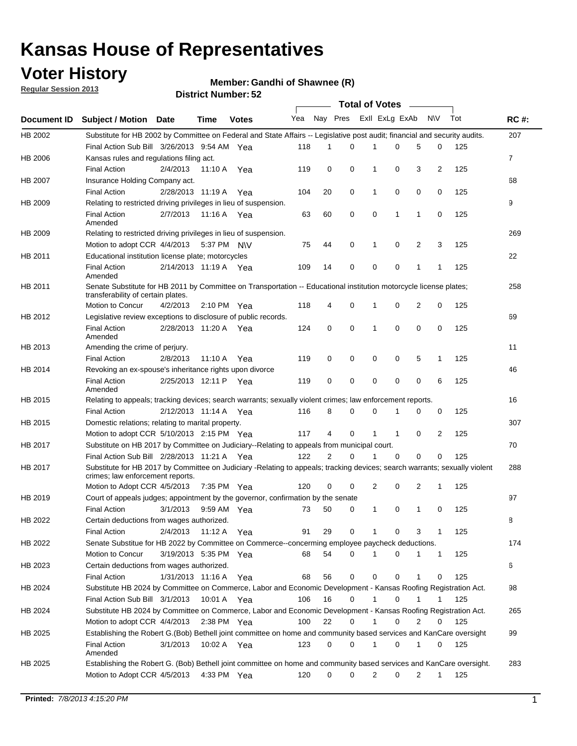# Kansas House of Representatives

## Voter History

**Regular Session 2013**

**Member: Gandhi of Shawnee (R)**

**District Number: 52**

| Document ID | Subject / Motion | Date | Time | Votes | Yea | Nay | Pres | ExII | ExLg | ExAb | N\V | Tot | RC #: |
|---|---|---|---|---|---|---|---|---|---|---|---|---|---|
| HB 2002 | Substitute for HB 2002 by Committee on Federal and State Affairs -- Legislative post audit; financial and security audits. | | | | | | | | | | | | 207 |
| | Final Action Sub Bill | 3/26/2013 | 9:54 AM | Yea | 118 | 1 | 0 | 1 | 0 | 5 | 0 | 125 | |
| HB 2006 | Kansas rules and regulations filing act. | | | | | | | | | | | | 7 |
| | Final Action | 2/4/2013 | 11:10 A | Yea | 119 | 0 | 0 | 1 | 0 | 3 | 2 | 125 | |
| HB 2007 | Insurance Holding Company act. | | | | | | | | | | | | 68 |
| | Final Action | 2/28/2013 | 11:19 A | Yea | 104 | 20 | 0 | 1 | 0 | 0 | 0 | 125 | |
| HB 2009 | Relating to restricted driving privileges in lieu of suspension. | | | | | | | | | | | | 9 |
| | Final Action Amended | 2/7/2013 | 11:16 A | Yea | 63 | 60 | 0 | 0 | 1 | 1 | 0 | 125 | |
| HB 2009 | Relating to restricted driving privileges in lieu of suspension. | | | | | | | | | | | | 269 |
| | Motion to adopt CCR | 4/4/2013 | 5:37 PM | N\V | 75 | 44 | 0 | 1 | 0 | 2 | 3 | 125 | |
| HB 2011 | Educational institution license plate; motorcycles | | | | | | | | | | | | 22 |
| | Final Action Amended | 2/14/2013 | 11:19 A | Yea | 109 | 14 | 0 | 0 | 0 | 1 | 1 | 125 | |
| HB 2011 | Senate Substitute for HB 2011 by Committee on Transportation -- Educational institution motorcycle license plates; transferability of certain plates. | | | | | | | | | | | | 258 |
| | Motion to Concur | 4/2/2013 | 2:10 PM | Yea | 118 | 4 | 0 | 1 | 0 | 2 | 0 | 125 | |
| HB 2012 | Legislative review exceptions to disclosure of public records. | | | | | | | | | | | | 69 |
| | Final Action Amended | 2/28/2013 | 11:20 A | Yea | 124 | 0 | 0 | 1 | 0 | 0 | 0 | 125 | |
| HB 2013 | Amending the crime of perjury. | | | | | | | | | | | | 11 |
| | Final Action | 2/8/2013 | 11:10 A | Yea | 119 | 0 | 0 | 0 | 0 | 5 | 1 | 125 | |
| HB 2014 | Revoking an ex-spouse's inheritance rights upon divorce | | | | | | | | | | | | 46 |
| | Final Action Amended | 2/25/2013 | 12:11 P | Yea | 119 | 0 | 0 | 0 | 0 | 0 | 6 | 125 | |
| HB 2015 | Relating to appeals; tracking devices; search warrants; sexually violent crimes; law enforcement reports. | | | | | | | | | | | | 16 |
| | Final Action | 2/12/2013 | 11:14 A | Yea | 116 | 8 | 0 | 0 | 1 | 0 | 0 | 125 | |
| HB 2015 | Domestic relations; relating to marital property. | | | | | | | | | | | | 307 |
| | Motion to adopt CCR | 5/10/2013 | 2:15 PM | Yea | 117 | 4 | 0 | 1 | 1 | 0 | 2 | 125 | |
| HB 2017 | Substitute on HB 2017 by Committee on Judiciary--Relating to appeals from municipal court. | | | | | | | | | | | | 70 |
| | Final Action Sub Bill | 2/28/2013 | 11:21 A | Yea | 122 | 2 | 0 | 1 | 0 | 0 | 0 | 125 | |
| HB 2017 | Substitute for HB 2017 by Committee on Judiciary -Relating to appeals; tracking devices; search warrants; sexually violent crimes; law enforcement reports. | | | | | | | | | | | | 288 |
| | Motion to Adopt CCR | 4/5/2013 | 7:35 PM | Yea | 120 | 0 | 0 | 2 | 0 | 2 | 1 | 125 | |
| HB 2019 | Court of appeals judges; appointment by the governor, confirmation by the senate | | | | | | | | | | | | 97 |
| | Final Action | 3/1/2013 | 9:59 AM | Yea | 73 | 50 | 0 | 1 | 0 | 1 | 0 | 125 | |
| HB 2022 | Certain deductions from wages authorized. | | | | | | | | | | | | 8 |
| | Final Action | 2/4/2013 | 11:12 A | Yea | 91 | 29 | 0 | 1 | 0 | 3 | 1 | 125 | |
| HB 2022 | Senate Substitue for HB 2022 by Committee on Commerce--concerning employee paycheck deductions. | | | | | | | | | | | | 174 |
| | Motion to Concur | 3/19/2013 | 5:35 PM | Yea | 68 | 54 | 0 | 1 | 0 | 1 | 1 | 125 | |
| HB 2023 | Certain deductions from wages authorized. | | | | | | | | | | | | 6 |
| | Final Action | 1/31/2013 | 11:16 A | Yea | 68 | 56 | 0 | 0 | 0 | 1 | 0 | 125 | |
| HB 2024 | Substitute HB 2024 by Committee on Commerce, Labor and Economic Development - Kansas Roofing Registration Act. | | | | | | | | | | | | 98 |
| | Final Action Sub Bill | 3/1/2013 | 10:01 A | Yea | 106 | 16 | 0 | 1 | 0 | 1 | 1 | 125 | |
| HB 2024 | Substitute HB 2024 by Committee on Commerce, Labor and Economic Development - Kansas Roofing Registration Act. | | | | | | | | | | | | 265 |
| | Motion to adopt CCR | 4/4/2013 | 2:38 PM | Yea | 100 | 22 | 0 | 1 | 0 | 2 | 0 | 125 | |
| HB 2025 | Establishing the Robert G.(Bob) Bethell joint committee on home and community based services and KanCare oversight | | | | | | | | | | | | 99 |
| | Final Action Amended | 3/1/2013 | 10:02 A | Yea | 123 | 0 | 0 | 1 | 0 | 1 | 0 | 125 | |
| HB 2025 | Establishing the Robert G. (Bob) Bethell joint committee on home and community based services and KanCare oversight. | | | | | | | | | | | | 283 |
| | Motion to Adopt CCR | 4/5/2013 | 4:33 PM | Yea | 120 | 0 | 0 | 2 | 0 | 2 | 1 | 125 | |

**Printed:** *7/8/2013 4:15:20 PM*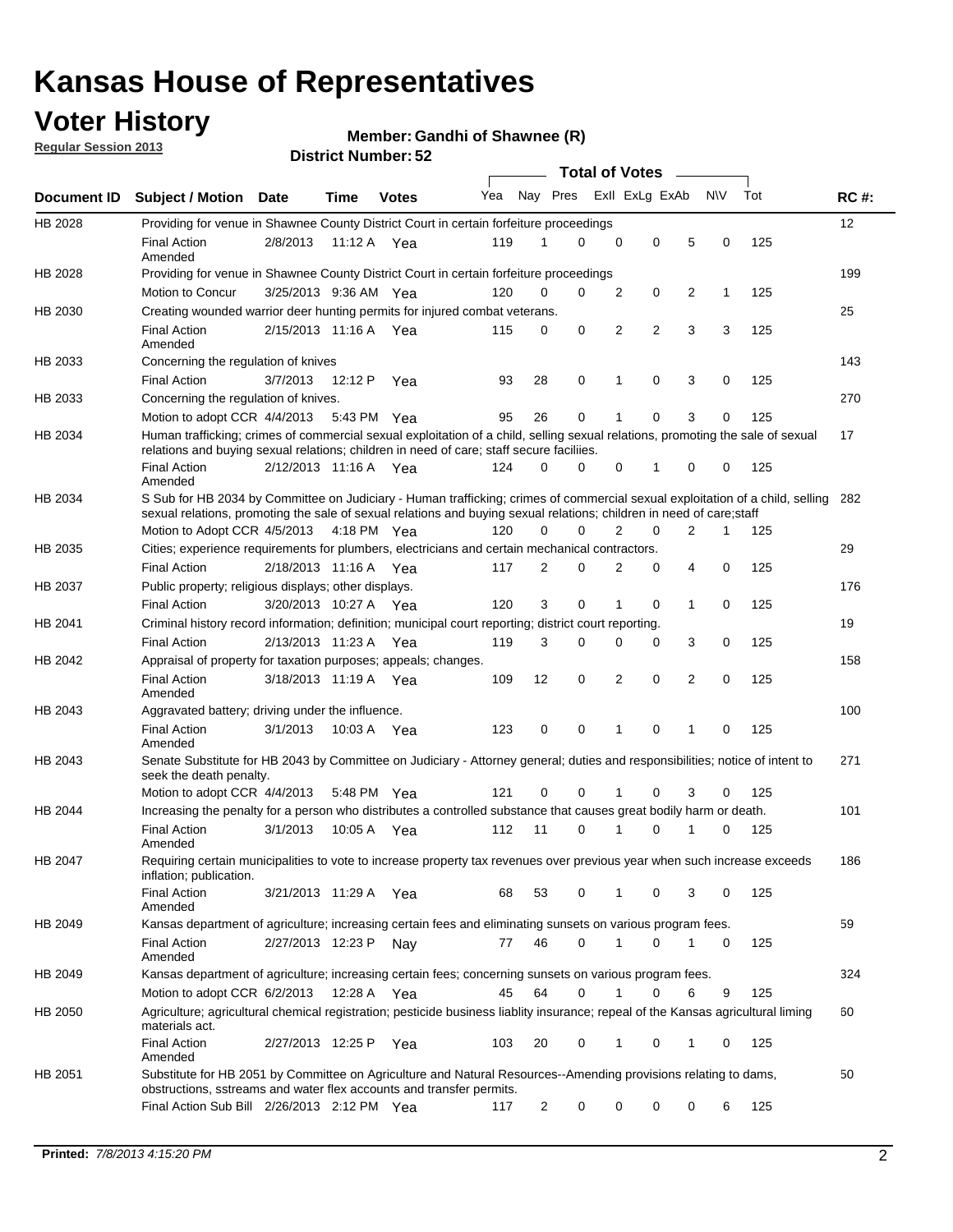# Kansas House of Representatives

## Voter History

**Regular Session 2013**

**Member: Gandhi of Shawnee (R)**

**District Number: 52**

| Document ID | Subject / Motion | Date | Time | Votes | Yea | Nay | Pres | ExII | ExLg | ExAb | N\V | Tot | RC #: |
|---|---|---|---|---|---|---|---|---|---|---|---|---|---|
| HB 2028 | Providing for venue in Shawnee County District Court in certain forfeiture proceedings | | | | | | | | | | | | 12 |
| | Final Action Amended | 2/8/2013 | 11:12 A | Yea | 119 | 1 | 0 | 0 | 0 | 5 | 0 | 125 | |
| HB 2028 | Providing for venue in Shawnee County District Court in certain forfeiture proceedings | | | | | | | | | | | | 199 |
| | Motion to Concur | 3/25/2013 | 9:36 AM | Yea | 120 | 0 | 0 | 2 | 0 | 2 | 1 | 125 | |
| HB 2030 | Creating wounded warrior deer hunting permits for injured combat veterans. | | | | | | | | | | | | 25 |
| | Final Action Amended | 2/15/2013 | 11:16 A | Yea | 115 | 0 | 0 | 2 | 2 | 3 | 3 | 125 | |
| HB 2033 | Concerning the regulation of knives | | | | | | | | | | | | 143 |
| | Final Action | 3/7/2013 | 12:12 P | Yea | 93 | 28 | 0 | 1 | 0 | 3 | 0 | 125 | |
| HB 2033 | Concerning the regulation of knives. | | | | | | | | | | | | 270 |
| | Motion to adopt CCR | 4/4/2013 | 5:43 PM | Yea | 95 | 26 | 0 | 1 | 0 | 3 | 0 | 125 | |
| HB 2034 | Human trafficking; crimes of commercial sexual exploitation of a child, selling sexual relations, promoting the sale of sexual relations and buying sexual relations; children in need of care; staff secure faciliies. | | | | | | | | | | | | 17 |
| | Final Action Amended | 2/12/2013 | 11:16 A | Yea | 124 | 0 | 0 | 0 | 1 | 0 | 0 | 125 | |
| HB 2034 | S Sub for HB 2034 by Committee on Judiciary - Human trafficking; crimes of commercial sexual exploitation of a child, selling sexual relations, promoting the sale of sexual relations and buying sexual relations; children in need of care;staff | | | | | | | | | | | | 282 |
| | Motion to Adopt CCR | 4/5/2013 | 4:18 PM | Yea | 120 | 0 | 0 | 2 | 0 | 2 | 1 | 125 | |
| HB 2035 | Cities; experience requirements for plumbers, electricians and certain mechanical contractors. | | | | | | | | | | | | 29 |
| | Final Action | 2/18/2013 | 11:16 A | Yea | 117 | 2 | 0 | 2 | 0 | 4 | 0 | 125 | |
| HB 2037 | Public property; religious displays; other displays. | | | | | | | | | | | | 176 |
| | Final Action | 3/20/2013 | 10:27 A | Yea | 120 | 3 | 0 | 1 | 0 | 1 | 0 | 125 | |
| HB 2041 | Criminal history record information; definition; municipal court reporting; district court reporting. | | | | | | | | | | | | 19 |
| | Final Action | 2/13/2013 | 11:23 A | Yea | 119 | 3 | 0 | 0 | 0 | 3 | 0 | 125 | |
| HB 2042 | Appraisal of property for taxation purposes; appeals; changes. | | | | | | | | | | | | 158 |
| | Final Action Amended | 3/18/2013 | 11:19 A | Yea | 109 | 12 | 0 | 2 | 0 | 2 | 0 | 125 | |
| HB 2043 | Aggravated battery; driving under the influence. | | | | | | | | | | | | 100 |
| | Final Action Amended | 3/1/2013 | 10:03 A | Yea | 123 | 0 | 0 | 1 | 0 | 1 | 0 | 125 | |
| HB 2043 | Senate Substitute for HB 2043 by Committee on Judiciary - Attorney general; duties and responsibilities; notice of intent to seek the death penalty. | | | | | | | | | | | | 271 |
| | Motion to adopt CCR | 4/4/2013 | 5:48 PM | Yea | 121 | 0 | 0 | 1 | 0 | 3 | 0 | 125 | |
| HB 2044 | Increasing the penalty for a person who distributes a controlled substance that causes great bodily harm or death. | | | | | | | | | | | | 101 |
| | Final Action Amended | 3/1/2013 | 10:05 A | Yea | 112 | 11 | 0 | 1 | 0 | 1 | 0 | 125 | |
| HB 2047 | Requiring certain municipalities to vote to increase property tax revenues over previous year when such increase exceeds inflation; publication. | | | | | | | | | | | | 186 |
| | Final Action Amended | 3/21/2013 | 11:29 A | Yea | 68 | 53 | 0 | 1 | 0 | 3 | 0 | 125 | |
| HB 2049 | Kansas department of agriculture; increasing certain fees and eliminating sunsets on various program fees. | | | | | | | | | | | | 59 |
| | Final Action Amended | 2/27/2013 | 12:23 P | Nay | 77 | 46 | 0 | 1 | 0 | 1 | 0 | 125 | |
| HB 2049 | Kansas department of agriculture; increasing certain fees; concerning sunsets on various program fees. | | | | | | | | | | | | 324 |
| | Motion to adopt CCR | 6/2/2013 | 12:28 A | Yea | 45 | 64 | 0 | 1 | 0 | 6 | 9 | 125 | |
| HB 2050 | Agriculture; agricultural chemical registration; pesticide business liablity insurance; repeal of the Kansas agricultural liming materials act. | | | | | | | | | | | | 60 |
| | Final Action Amended | 2/27/2013 | 12:25 P | Yea | 103 | 20 | 0 | 1 | 0 | 1 | 0 | 125 | |
| HB 2051 | Substitute for HB 2051 by Committee on Agriculture and Natural Resources--Amending provisions relating to dams, obstructions, sstreams and water flex accounts and transfer permits. | | | | | | | | | | | | 50 |
| | Final Action Sub Bill | 2/26/2013 | 2:12 PM | Yea | 117 | 2 | 0 | 0 | 0 | 0 | 6 | 125 | |

**Printed:** *7/8/2013 4:15:20 PM*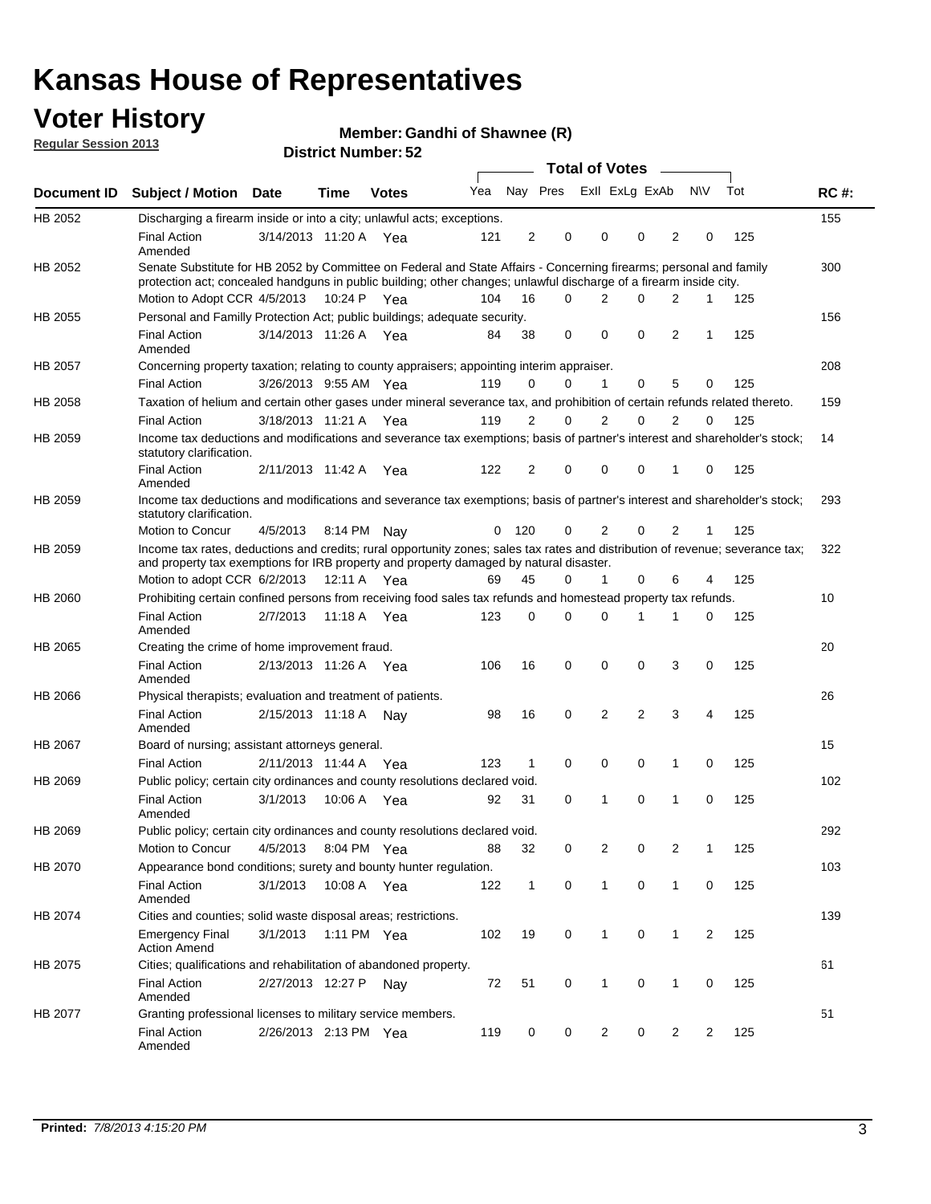# Kansas House of Representatives

## Voter History

**Regular Session 2013**

**Member: Gandhi of Shawnee (R)**

**District Number: 52**

| Document ID | Subject / Motion | Date | Time | Votes | Yea | Nay | Pres | ExII | ExLg | ExAb | N\V | Tot | RC #: |
|---|---|---|---|---|---|---|---|---|---|---|---|---|---|
| HB 2052 | Discharging a firearm inside or into a city; unlawful acts; exceptions. | | | | | | | | | | | | 155 |
| | Final Action Amended | 3/14/2013 | 11:20 A | Yea | 121 | 2 | 0 | 0 | 0 | 2 | 0 | 125 | |
| HB 2052 | Senate Substitute for HB 2052 by Committee on Federal and State Affairs - Concerning firearms; personal and family protection act; concealed handguns in public building; other changes; unlawful discharge of a firearm inside city. | | | | | | | | | | | | 300 |
| | Motion to Adopt CCR | 4/5/2013 | 10:24 P | Yea | 104 | 16 | 0 | 2 | 0 | 2 | 1 | 125 | |
| HB 2055 | Personal and Familly Protection Act; public buildings; adequate security. | | | | | | | | | | | | 156 |
| | Final Action Amended | 3/14/2013 | 11:26 A | Yea | 84 | 38 | 0 | 0 | 0 | 2 | 1 | 125 | |
| HB 2057 | Concerning property taxation; relating to county appraisers; appointing interim appraiser. | | | | | | | | | | | | 208 |
| | Final Action | 3/26/2013 | 9:55 AM | Yea | 119 | 0 | 0 | 1 | 0 | 5 | 0 | 125 | |
| HB 2058 | Taxation of helium and certain other gases under mineral severance tax, and prohibition of certain refunds related thereto. | | | | | | | | | | | | 159 |
| | Final Action | 3/18/2013 | 11:21 A | Yea | 119 | 2 | 0 | 2 | 0 | 2 | 0 | 125 | |
| HB 2059 | Income tax deductions and modifications and severance tax exemptions; basis of partner's interest and shareholder's stock; statutory clarification. | | | | | | | | | | | | 14 |
| | Final Action Amended | 2/11/2013 | 11:42 A | Yea | 122 | 2 | 0 | 0 | 0 | 1 | 0 | 125 | |
| HB 2059 | Income tax deductions and modifications and severance tax exemptions; basis of partner's interest and shareholder's stock; statutory clarification. | | | | | | | | | | | | 293 |
| | Motion to Concur | 4/5/2013 | 8:14 PM | Nay | 0 | 120 | 0 | 2 | 0 | 2 | 1 | 125 | |
| HB 2059 | Income tax rates, deductions and credits; rural opportunity zones; sales tax rates and distribution of revenue; severance tax; and property tax exemptions for IRB property and property damaged by natural disaster. | | | | | | | | | | | | 322 |
| | Motion to adopt CCR | 6/2/2013 | 12:11 A | Yea | 69 | 45 | 0 | 1 | 0 | 6 | 4 | 125 | |
| HB 2060 | Prohibiting certain confined persons from receiving food sales tax refunds and homestead property tax refunds. | | | | | | | | | | | | 10 |
| | Final Action Amended | 2/7/2013 | 11:18 A | Yea | 123 | 0 | 0 | 0 | 1 | 1 | 0 | 125 | |
| HB 2065 | Creating the crime of home improvement fraud. | | | | | | | | | | | | 20 |
| | Final Action Amended | 2/13/2013 | 11:26 A | Yea | 106 | 16 | 0 | 0 | 0 | 3 | 0 | 125 | |
| HB 2066 | Physical therapists; evaluation and treatment of patients. | | | | | | | | | | | | 26 |
| | Final Action Amended | 2/15/2013 | 11:18 A | Nay | 98 | 16 | 0 | 2 | 2 | 3 | 4 | 125 | |
| HB 2067 | Board of nursing; assistant attorneys general. | | | | | | | | | | | | 15 |
| | Final Action | 2/11/2013 | 11:44 A | Yea | 123 | 1 | 0 | 0 | 0 | 1 | 0 | 125 | |
| HB 2069 | Public policy; certain city ordinances and county resolutions declared void. | | | | | | | | | | | | 102 |
| | Final Action Amended | 3/1/2013 | 10:06 A | Yea | 92 | 31 | 0 | 1 | 0 | 1 | 0 | 125 | |
| HB 2069 | Public policy; certain city ordinances and county resolutions declared void. | | | | | | | | | | | | 292 |
| | Motion to Concur | 4/5/2013 | 8:04 PM | Yea | 88 | 32 | 0 | 2 | 0 | 2 | 1 | 125 | |
| HB 2070 | Appearance bond conditions; surety and bounty hunter regulation. | | | | | | | | | | | | 103 |
| | Final Action Amended | 3/1/2013 | 10:08 A | Yea | 122 | 1 | 0 | 1 | 0 | 1 | 0 | 125 | |
| HB 2074 | Cities and counties; solid waste disposal areas; restrictions. | | | | | | | | | | | | 139 |
| | Emergency Final Action Amend | 3/1/2013 | 1:11 PM | Yea | 102 | 19 | 0 | 1 | 0 | 1 | 2 | 125 | |
| HB 2075 | Cities; qualifications and rehabilitation of abandoned property. | | | | | | | | | | | | 61 |
| | Final Action Amended | 2/27/2013 | 12:27 P | Nay | 72 | 51 | 0 | 1 | 0 | 1 | 0 | 125 | |
| HB 2077 | Granting professional licenses to military service members. | | | | | | | | | | | | 51 |
| | Final Action Amended | 2/26/2013 | 2:13 PM | Yea | 119 | 0 | 0 | 2 | 0 | 2 | 2 | 125 | |

**Printed:** *7/8/2013 4:15:20 PM*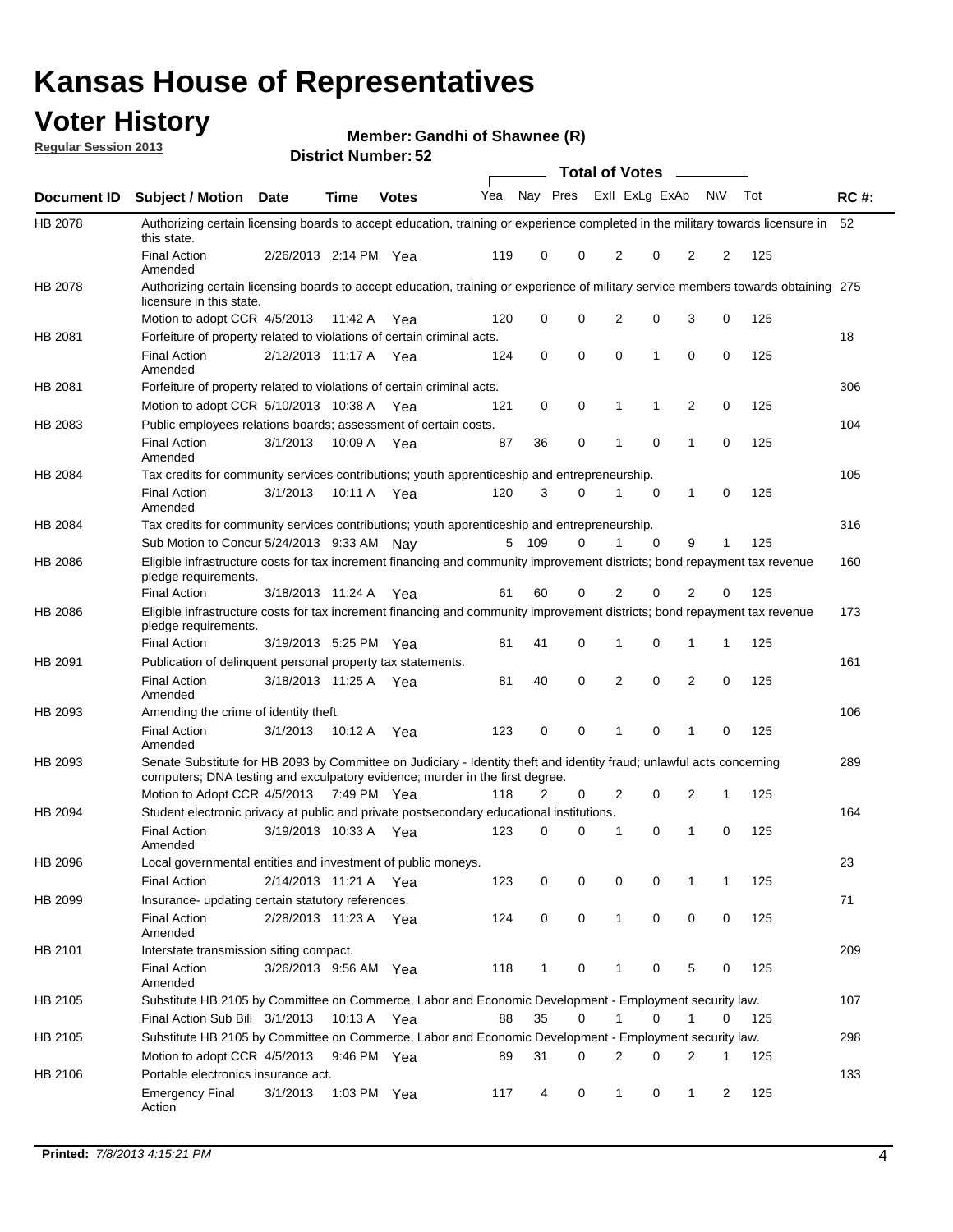# Kansas House of Representatives

## Voter History

**Regular Session 2013**

**Member: Gandhi of Shawnee (R)**

**District Number: 52**

| Document ID | Subject / Motion | Date | Time | Votes | Yea | Nay | Pres | ExII | ExLg | ExAb | N\V | Tot | RC #: |
|---|---|---|---|---|---|---|---|---|---|---|---|---|---|
| HB 2078 | Authorizing certain licensing boards to accept education, training or experience completed in the military towards licensure in this state. | | | | | | | | | | | | 52 |
| | Final Action Amended | 2/26/2013 | 2:14 PM | Yea | 119 | 0 | 0 | 2 | 0 | 2 | 2 | 125 | |
| HB 2078 | Authorizing certain licensing boards to accept education, training or experience of military service members towards obtaining licensure in this state. | | | | | | | | | | | | 275 |
| | Motion to adopt CCR | 4/5/2013 | 11:42 A | Yea | 120 | 0 | 0 | 2 | 0 | 3 | 0 | 125 | |
| HB 2081 | Forfeiture of property related to violations of certain criminal acts. | | | | | | | | | | | | 18 |
| | Final Action Amended | 2/12/2013 | 11:17 A | Yea | 124 | 0 | 0 | 0 | 1 | 0 | 0 | 125 | |
| HB 2081 | Forfeiture of property related to violations of certain criminal acts. | | | | | | | | | | | | 306 |
| | Motion to adopt CCR | 5/10/2013 | 10:38 A | Yea | 121 | 0 | 0 | 1 | 1 | 2 | 0 | 125 | |
| HB 2083 | Public employees relations boards; assessment of certain costs. | | | | | | | | | | | | 104 |
| | Final Action Amended | 3/1/2013 | 10:09 A | Yea | 87 | 36 | 0 | 1 | 0 | 1 | 0 | 125 | |
| HB 2084 | Tax credits for community services contributions; youth apprenticeship and entrepreneurship. | | | | | | | | | | | | 105 |
| | Final Action Amended | 3/1/2013 | 10:11 A | Yea | 120 | 3 | 0 | 1 | 0 | 1 | 0 | 125 | |
| HB 2084 | Tax credits for community services contributions; youth apprenticeship and entrepreneurship. | | | | | | | | | | | | 316 |
| | Sub Motion to Concur | 5/24/2013 | 9:33 AM | Nay | 5 | 109 | 0 | 1 | 0 | 9 | 1 | 125 | |
| HB 2086 | Eligible infrastructure costs for tax increment financing and community improvement districts; bond repayment tax revenue pledge requirements. | | | | | | | | | | | | 160 |
| | Final Action | 3/18/2013 | 11:24 A | Yea | 61 | 60 | 0 | 2 | 0 | 2 | 0 | 125 | |
| HB 2086 | Eligible infrastructure costs for tax increment financing and community improvement districts; bond repayment tax revenue pledge requirements. | | | | | | | | | | | | 173 |
| | Final Action | 3/19/2013 | 5:25 PM | Yea | 81 | 41 | 0 | 1 | 0 | 1 | 1 | 125 | |
| HB 2091 | Publication of delinquent personal property tax statements. | | | | | | | | | | | | 161 |
| | Final Action Amended | 3/18/2013 | 11:25 A | Yea | 81 | 40 | 0 | 2 | 0 | 2 | 0 | 125 | |
| HB 2093 | Amending the crime of identity theft. | | | | | | | | | | | | 106 |
| | Final Action Amended | 3/1/2013 | 10:12 A | Yea | 123 | 0 | 0 | 1 | 0 | 1 | 0 | 125 | |
| HB 2093 | Senate Substitute for HB 2093 by Committee on Judiciary - Identity theft and identity fraud; unlawful acts concerning computers; DNA testing and exculpatory evidence; murder in the first degree. | | | | | | | | | | | | 289 |
| | Motion to Adopt CCR | 4/5/2013 | 7:49 PM | Yea | 118 | 2 | 0 | 2 | 0 | 2 | 1 | 125 | |
| HB 2094 | Student electronic privacy at public and private postsecondary educational institutions. | | | | | | | | | | | | 164 |
| | Final Action Amended | 3/19/2013 | 10:33 A | Yea | 123 | 0 | 0 | 1 | 0 | 1 | 0 | 125 | |
| HB 2096 | Local governmental entities and investment of public moneys. | | | | | | | | | | | | 23 |
| | Final Action | 2/14/2013 | 11:21 A | Yea | 123 | 0 | 0 | 0 | 0 | 1 | 1 | 125 | |
| HB 2099 | Insurance- updating certain statutory references. | | | | | | | | | | | | 71 |
| | Final Action Amended | 2/28/2013 | 11:23 A | Yea | 124 | 0 | 0 | 1 | 0 | 0 | 0 | 125 | |
| HB 2101 | Interstate transmission siting compact. | | | | | | | | | | | | 209 |
| | Final Action Amended | 3/26/2013 | 9:56 AM | Yea | 118 | 1 | 0 | 1 | 0 | 5 | 0 | 125 | |
| HB 2105 | Substitute HB 2105 by Committee on Commerce, Labor and Economic Development - Employment security law. | | | | | | | | | | | | 107 |
| | Final Action Sub Bill | 3/1/2013 | 10:13 A | Yea | 88 | 35 | 0 | 1 | 0 | 1 | 0 | 125 | |
| HB 2105 | Substitute HB 2105 by Committee on Commerce, Labor and Economic Development - Employment security law. | | | | | | | | | | | | 298 |
| | Motion to adopt CCR | 4/5/2013 | 9:46 PM | Yea | 89 | 31 | 0 | 2 | 0 | 2 | 1 | 125 | |
| HB 2106 | Portable electronics insurance act. | | | | | | | | | | | | 133 |
| | Emergency Final Action | 3/1/2013 | 1:03 PM | Yea | 117 | 4 | 0 | 1 | 0 | 1 | 2 | 125 | |

**Printed:** *7/8/2013 4:15:21 PM*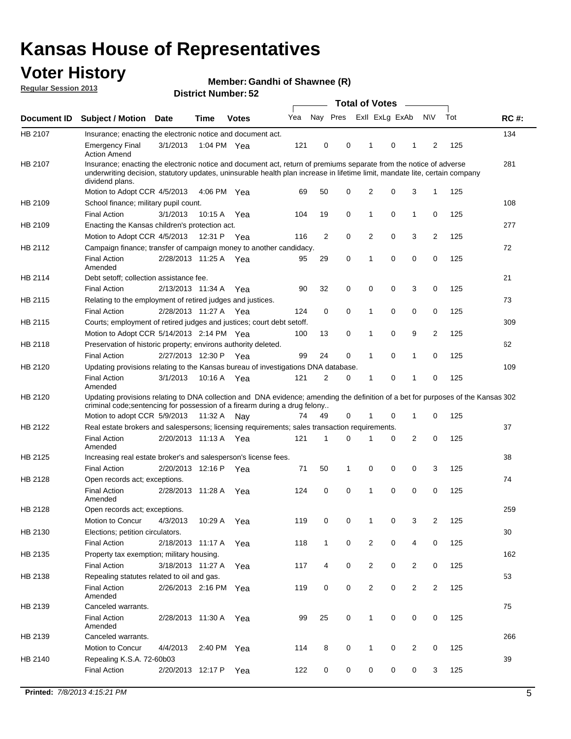# Kansas House of Representatives

## Voter History

**Regular Session 2013**

**Member: Gandhi of Shawnee (R)**

**District Number: 52**

| Document ID | Subject / Motion | Date | Time | Votes | Yea | Nay | Pres | ExII | ExLg | ExAb | N\V | Tot | RC #: |
|---|---|---|---|---|---|---|---|---|---|---|---|---|---|
| HB 2107 | Insurance; enacting the electronic notice and document act. | | | | | | | | | | | | 134 |
| | Emergency Final Action Amend | 3/1/2013 | 1:04 PM | Yea | 121 | 0 | 0 | 1 | 0 | 1 | 2 | 125 | |
| HB 2107 | Insurance; enacting the electronic notice and document act, return of premiums separate from the notice of adverse underwriting decision, statutory updates, uninsurable health plan increase in lifetime limit, mandate lite, certain company dividend plans. | | | | | | | | | | | | 281 |
| | Motion to Adopt CCR | 4/5/2013 | 4:06 PM | Yea | 69 | 50 | 0 | 2 | 0 | 3 | 1 | 125 | |
| HB 2109 | School finance; military pupil count. | | | | | | | | | | | | 108 |
| | Final Action | 3/1/2013 | 10:15 A | Yea | 104 | 19 | 0 | 1 | 0 | 1 | 0 | 125 | |
| HB 2109 | Enacting the Kansas children's protection act. | | | | | | | | | | | | 277 |
| | Motion to Adopt CCR | 4/5/2013 | 12:31 P | Yea | 116 | 2 | 0 | 2 | 0 | 3 | 2 | 125 | |
| HB 2112 | Campaign finance; transfer of campaign money to another candidacy. | | | | | | | | | | | | 72 |
| | Final Action Amended | 2/28/2013 | 11:25 A | Yea | 95 | 29 | 0 | 1 | 0 | 0 | 0 | 125 | |
| HB 2114 | Debt setoff; collection assistance fee. | | | | | | | | | | | | 21 |
| | Final Action | 2/13/2013 | 11:34 A | Yea | 90 | 32 | 0 | 0 | 0 | 3 | 0 | 125 | |
| HB 2115 | Relating to the employment of retired judges and justices. | | | | | | | | | | | | 73 |
| | Final Action | 2/28/2013 | 11:27 A | Yea | 124 | 0 | 0 | 1 | 0 | 0 | 0 | 125 | |
| HB 2115 | Courts; employment of retired judges and justices; court debt setoff. | | | | | | | | | | | | 309 |
| | Motion to Adopt CCR | 5/14/2013 | 2:14 PM | Yea | 100 | 13 | 0 | 1 | 0 | 9 | 2 | 125 | |
| HB 2118 | Preservation of historic property; environs authority deleted. | | | | | | | | | | | | 62 |
| | Final Action | 2/27/2013 | 12:30 P | Yea | 99 | 24 | 0 | 1 | 0 | 1 | 0 | 125 | |
| HB 2120 | Updating provisions relating to the Kansas bureau of investigations DNA database. | | | | | | | | | | | | 109 |
| | Final Action Amended | 3/1/2013 | 10:16 A | Yea | 121 | 2 | 0 | 1 | 0 | 1 | 0 | 125 | |
| HB 2120 | Updating provisions relating to DNA collection and DNA evidence; amending the definition of a bet for purposes of the Kansas criminal code;sentencing for possession of a firearm during a drug felony.. | | | | | | | | | | | | 302 |
| | Motion to adopt CCR | 5/9/2013 | 11:32 A | Nay | 74 | 49 | 0 | 1 | 0 | 1 | 0 | 125 | |
| HB 2122 | Real estate brokers and salespersons; licensing requirements; sales transaction requirements. | | | | | | | | | | | | 37 |
| | Final Action Amended | 2/20/2013 | 11:13 A | Yea | 121 | 1 | 0 | 1 | 0 | 2 | 0 | 125 | |
| HB 2125 | Increasing real estate broker's and salesperson's license fees. | | | | | | | | | | | | 38 |
| | Final Action | 2/20/2013 | 12:16 P | Yea | 71 | 50 | 1 | 0 | 0 | 0 | 3 | 125 | |
| HB 2128 | Open records act; exceptions. | | | | | | | | | | | | 74 |
| | Final Action Amended | 2/28/2013 | 11:28 A | Yea | 124 | 0 | 0 | 1 | 0 | 0 | 0 | 125 | |
| HB 2128 | Open records act; exceptions. | | | | | | | | | | | | 259 |
| | Motion to Concur | 4/3/2013 | 10:29 A | Yea | 119 | 0 | 0 | 1 | 0 | 3 | 2 | 125 | |
| HB 2130 | Elections; petition circulators. | | | | | | | | | | | | 30 |
| | Final Action | 2/18/2013 | 11:17 A | Yea | 118 | 1 | 0 | 2 | 0 | 4 | 0 | 125 | |
| HB 2135 | Property tax exemption; military housing. | | | | | | | | | | | | 162 |
| | Final Action | 3/18/2013 | 11:27 A | Yea | 117 | 4 | 0 | 2 | 0 | 2 | 0 | 125 | |
| HB 2138 | Repealing statutes related to oil and gas. | | | | | | | | | | | | 53 |
| | Final Action Amended | 2/26/2013 | 2:16 PM | Yea | 119 | 0 | 0 | 2 | 0 | 2 | 2 | 125 | |
| HB 2139 | Canceled warrants. | | | | | | | | | | | | 75 |
| | Final Action Amended | 2/28/2013 | 11:30 A | Yea | 99 | 25 | 0 | 1 | 0 | 0 | 0 | 125 | |
| HB 2139 | Canceled warrants. | | | | | | | | | | | | 266 |
| | Motion to Concur | 4/4/2013 | 2:40 PM | Yea | 114 | 8 | 0 | 1 | 0 | 2 | 0 | 125 | |
| HB 2140 | Repealing K.S.A. 72-60b03 | | | | | | | | | | | | 39 |
| | Final Action | 2/20/2013 | 12:17 P | Yea | 122 | 0 | 0 | 0 | 0 | 0 | 3 | 125 | |

**Printed:** *7/8/2013 4:15:21 PM*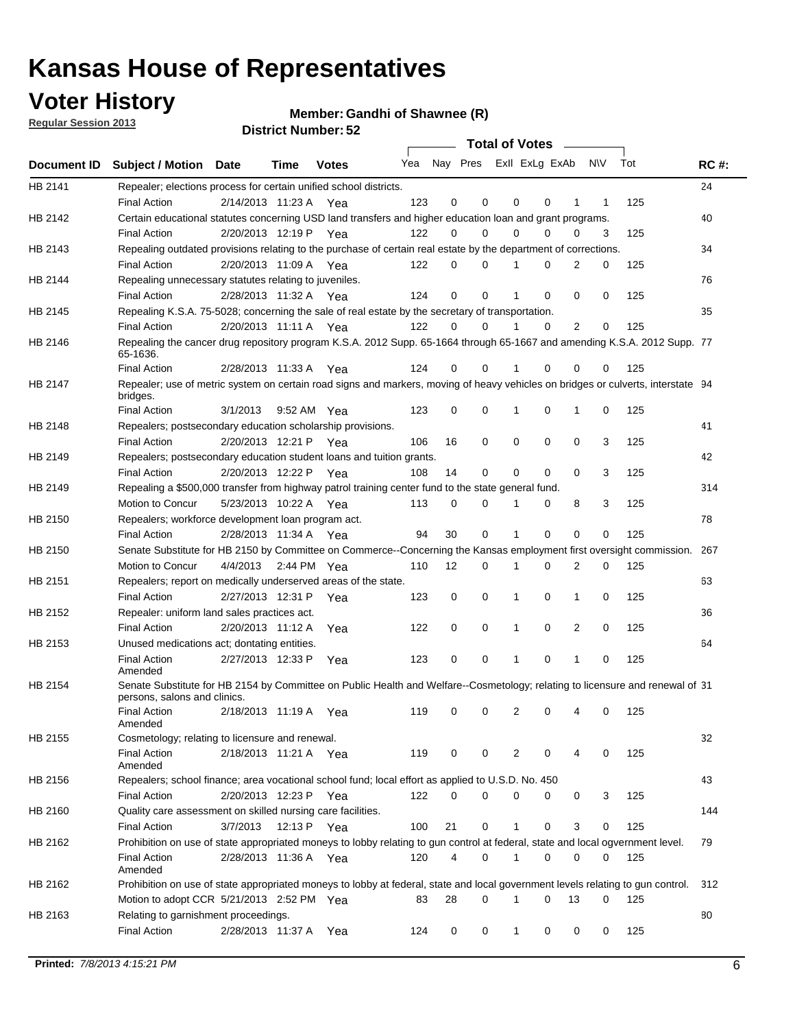# Kansas House of Representatives

## Voter History

**Regular Session 2013**

**Member: Gandhi of Shawnee (R)**

**District Number: 52**

| Document ID | Subject / Motion | Date | Time | Votes | Yea | Nay | Pres | ExII | ExLg | ExAb | N\V | Tot | RC #: |
|---|---|---|---|---|---|---|---|---|---|---|---|---|---|
| HB 2141 | Repealer; elections process for certain unified school districts. | | | | | | | | | | | | 24 |
| | Final Action | 2/14/2013 | 11:23 A | Yea | 123 | 0 | 0 | 0 | 0 | 1 | 1 | 125 | |
| HB 2142 | Certain educational statutes concerning USD land transfers and higher education loan and grant programs. | | | | | | | | | | | | 40 |
| | Final Action | 2/20/2013 | 12:19 P | Yea | 122 | 0 | 0 | 0 | 0 | 0 | 3 | 125 | |
| HB 2143 | Repealing outdated provisions relating to the purchase of certain real estate by the department of corrections. | | | | | | | | | | | | 34 |
| | Final Action | 2/20/2013 | 11:09 A | Yea | 122 | 0 | 0 | 1 | 0 | 2 | 0 | 125 | |
| HB 2144 | Repealing unnecessary statutes relating to juveniles. | | | | | | | | | | | | 76 |
| | Final Action | 2/28/2013 | 11:32 A | Yea | 124 | 0 | 0 | 1 | 0 | 0 | 0 | 125 | |
| HB 2145 | Repealing K.S.A. 75-5028; concerning the sale of real estate by the secretary of transportation. | | | | | | | | | | | | 35 |
| | Final Action | 2/20/2013 | 11:11 A | Yea | 122 | 0 | 0 | 1 | 0 | 2 | 0 | 125 | |
| HB 2146 | Repealing the cancer drug repository program K.S.A. 2012 Supp. 65-1664 through 65-1667 and amending K.S.A. 2012 Supp. 65-1636. | | | | | | | | | | | | 77 |
| | Final Action | 2/28/2013 | 11:33 A | Yea | 124 | 0 | 0 | 1 | 0 | 0 | 0 | 125 | |
| HB 2147 | Repealer; use of metric system on certain road signs and markers, moving of heavy vehicles on bridges or culverts, interstate bridges. | | | | | | | | | | | | 94 |
| | Final Action | 3/1/2013 | 9:52 AM | Yea | 123 | 0 | 0 | 1 | 0 | 1 | 0 | 125 | |
| HB 2148 | Repealers; postsecondary education scholarship provisions. | | | | | | | | | | | | 41 |
| | Final Action | 2/20/2013 | 12:21 P | Yea | 106 | 16 | 0 | 0 | 0 | 0 | 3 | 125 | |
| HB 2149 | Repealers; postsecondary education student loans and tuition grants. | | | | | | | | | | | | 42 |
| | Final Action | 2/20/2013 | 12:22 P | Yea | 108 | 14 | 0 | 0 | 0 | 0 | 3 | 125 | |
| HB 2149 | Repealing a $500,000 transfer from highway patrol training center fund to the state general fund. | | | | | | | | | | | | 314 |
| | Motion to Concur | 5/23/2013 | 10:22 A | Yea | 113 | 0 | 0 | 1 | 0 | 8 | 3 | 125 | |
| HB 2150 | Repealers; workforce development loan program act. | | | | | | | | | | | | 78 |
| | Final Action | 2/28/2013 | 11:34 A | Yea | 94 | 30 | 0 | 1 | 0 | 0 | 0 | 125 | |
| HB 2150 | Senate Substitute for HB 2150 by Committee on Commerce--Concerning the Kansas employment first oversight commission. | | | | | | | | | | | | 267 |
| | Motion to Concur | 4/4/2013 | 2:44 PM | Yea | 110 | 12 | 0 | 1 | 0 | 2 | 0 | 125 | |
| HB 2151 | Repealers; report on medically underserved areas of the state. | | | | | | | | | | | | 63 |
| | Final Action | 2/27/2013 | 12:31 P | Yea | 123 | 0 | 0 | 1 | 0 | 1 | 0 | 125 | |
| HB 2152 | Repealer: uniform land sales practices act. | | | | | | | | | | | | 36 |
| | Final Action | 2/20/2013 | 11:12 A | Yea | 122 | 0 | 0 | 1 | 0 | 2 | 0 | 125 | |
| HB 2153 | Unused medications act; dontating entities. | | | | | | | | | | | | 64 |
| | Final Action Amended | 2/27/2013 | 12:33 P | Yea | 123 | 0 | 0 | 1 | 0 | 1 | 0 | 125 | |
| HB 2154 | Senate Substitute for HB 2154 by Committee on Public Health and Welfare--Cosmetology; relating to licensure and renewal of persons, salons and clinics. | | | | | | | | | | | | 31 |
| | Final Action Amended | 2/18/2013 | 11:19 A | Yea | 119 | 0 | 0 | 2 | 0 | 4 | 0 | 125 | |
| HB 2155 | Cosmetology; relating to licensure and renewal. | | | | | | | | | | | | 32 |
| | Final Action Amended | 2/18/2013 | 11:21 A | Yea | 119 | 0 | 0 | 2 | 0 | 4 | 0 | 125 | |
| HB 2156 | Repealers; school finance; area vocational school fund; local effort as applied to U.S.D. No. 450 | | | | | | | | | | | | 43 |
| | Final Action | 2/20/2013 | 12:23 P | Yea | 122 | 0 | 0 | 0 | 0 | 0 | 3 | 125 | |
| HB 2160 | Quality care assessment on skilled nursing care facilities. | | | | | | | | | | | | 144 |
| | Final Action | 3/7/2013 | 12:13 P | Yea | 100 | 21 | 0 | 1 | 0 | 3 | 0 | 125 | |
| HB 2162 | Prohibition on use of state appropriated moneys to lobby relating to gun control at federal, state and local ogvernment level. | | | | | | | | | | | | 79 |
| | Final Action Amended | 2/28/2013 | 11:36 A | Yea | 120 | 4 | 0 | 1 | 0 | 0 | 0 | 125 | |
| HB 2162 | Prohibition on use of state appropriated moneys to lobby at federal, state and local government levels relating to gun control. | | | | | | | | | | | | 312 |
| | Motion to adopt CCR | 5/21/2013 | 2:52 PM | Yea | 83 | 28 | 0 | 1 | 0 | 13 | 0 | 125 | |
| HB 2163 | Relating to garnishment proceedings. | | | | | | | | | | | | 80 |
| | Final Action | 2/28/2013 | 11:37 A | Yea | 124 | 0 | 0 | 1 | 0 | 0 | 0 | 125 | |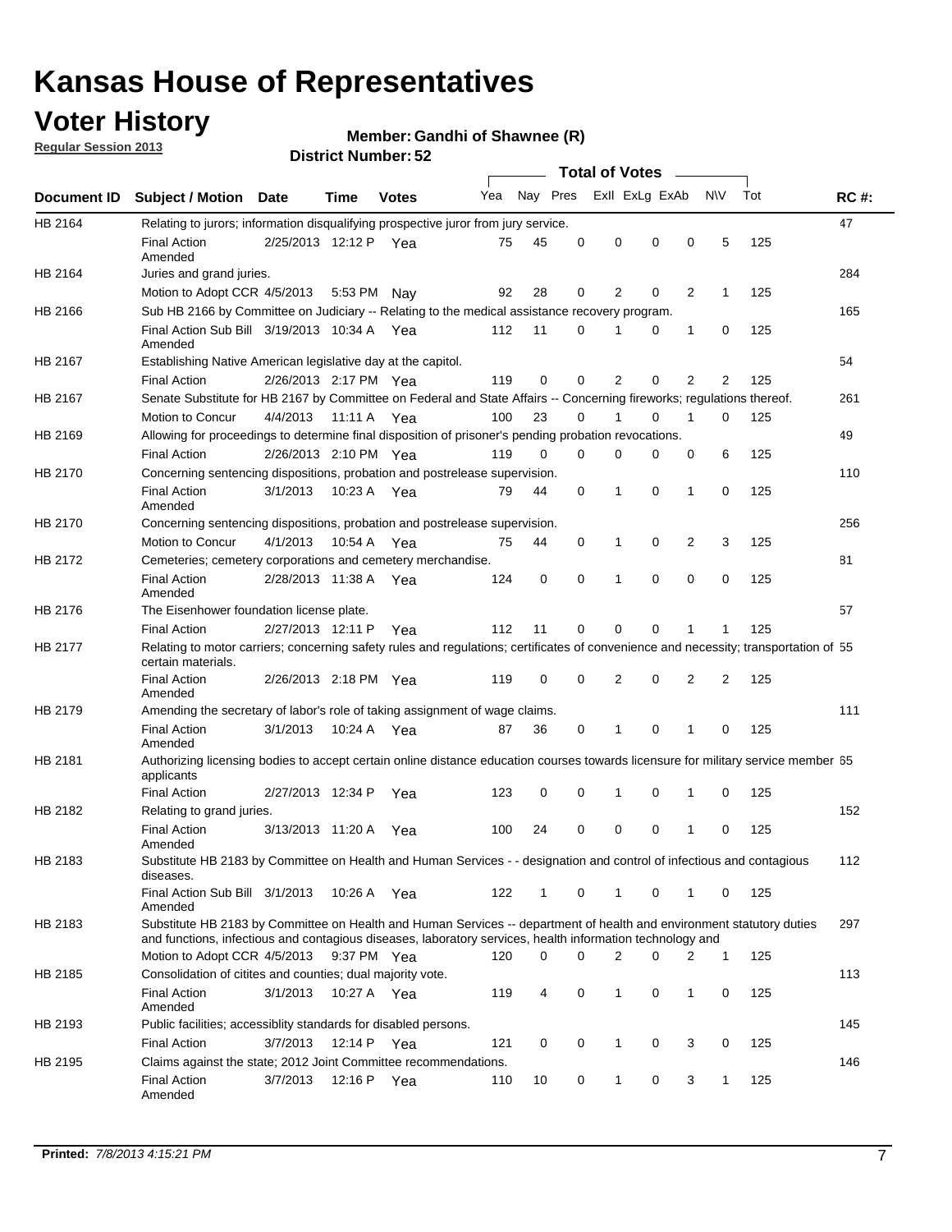# Kansas House of Representatives

## Voter History

**Regular Session 2013**

**Member: Gandhi of Shawnee (R)**

**District Number: 52**

| Document ID | Subject / Motion | Date | Time | Votes | Yea | Nay | Pres | ExII | ExLg | ExAb | N\V | Tot | RC #: |
|---|---|---|---|---|---|---|---|---|---|---|---|---|---|
| HB 2164 | Relating to jurors; information disqualifying prospective juror from jury service. | | | | | | | | | | | | 47 |
| | Final Action Amended | 2/25/2013 | 12:12 P | Yea | 75 | 45 | 0 | 0 | 0 | 0 | 5 | 125 | |
| HB 2164 | Juries and grand juries. | | | | | | | | | | | | 284 |
| | Motion to Adopt CCR | 4/5/2013 | 5:53 PM | Nay | 92 | 28 | 0 | 2 | 0 | 2 | 1 | 125 | |
| HB 2166 | Sub HB 2166 by Committee on Judiciary -- Relating to the medical assistance recovery program. | | | | | | | | | | | | 165 |
| | Final Action Sub Bill Amended | 3/19/2013 | 10:34 A | Yea | 112 | 11 | 0 | 1 | 0 | 1 | 0 | 125 | |
| HB 2167 | Establishing Native American legislative day at the capitol. | | | | | | | | | | | | 54 |
| | Final Action | 2/26/2013 | 2:17 PM | Yea | 119 | 0 | 0 | 2 | 0 | 2 | 2 | 125 | |
| HB 2167 | Senate Substitute for HB 2167 by Committee on Federal and State Affairs -- Concerning fireworks; regulations thereof. | | | | | | | | | | | | 261 |
| | Motion to Concur | 4/4/2013 | 11:11 A | Yea | 100 | 23 | 0 | 1 | 0 | 1 | 0 | 125 | |
| HB 2169 | Allowing for proceedings to determine final disposition of prisoner's pending probation revocations. | | | | | | | | | | | | 49 |
| | Final Action | 2/26/2013 | 2:10 PM | Yea | 119 | 0 | 0 | 0 | 0 | 0 | 6 | 125 | |
| HB 2170 | Concerning sentencing dispositions, probation and postrelease supervision. | | | | | | | | | | | | 110 |
| | Final Action Amended | 3/1/2013 | 10:23 A | Yea | 79 | 44 | 0 | 1 | 0 | 1 | 0 | 125 | |
| HB 2170 | Concerning sentencing dispositions, probation and postrelease supervision. | | | | | | | | | | | | 256 |
| | Motion to Concur | 4/1/2013 | 10:54 A | Yea | 75 | 44 | 0 | 1 | 0 | 2 | 3 | 125 | |
| HB 2172 | Cemeteries; cemetery corporations and cemetery merchandise. | | | | | | | | | | | | 81 |
| | Final Action Amended | 2/28/2013 | 11:38 A | Yea | 124 | 0 | 0 | 1 | 0 | 0 | 0 | 125 | |
| HB 2176 | The Eisenhower foundation license plate. | | | | | | | | | | | | 57 |
| | Final Action | 2/27/2013 | 12:11 P | Yea | 112 | 11 | 0 | 0 | 0 | 1 | 1 | 125 | |
| HB 2177 | Relating to motor carriers; concerning safety rules and regulations; certificates of convenience and necessity; transportation of certain materials. | | | | | | | | | | | | 55 |
| | Final Action Amended | 2/26/2013 | 2:18 PM | Yea | 119 | 0 | 0 | 2 | 0 | 2 | 2 | 125 | |
| HB 2179 | Amending the secretary of labor's role of taking assignment of wage claims. | | | | | | | | | | | | 111 |
| | Final Action Amended | 3/1/2013 | 10:24 A | Yea | 87 | 36 | 0 | 1 | 0 | 1 | 0 | 125 | |
| HB 2181 | Authorizing licensing bodies to accept certain online distance education courses towards licensure for military service member applicants | | | | | | | | | | | | 65 |
| | Final Action | 2/27/2013 | 12:34 P | Yea | 123 | 0 | 0 | 1 | 0 | 1 | 0 | 125 | |
| HB 2182 | Relating to grand juries. | | | | | | | | | | | | 152 |
| | Final Action Amended | 3/13/2013 | 11:20 A | Yea | 100 | 24 | 0 | 0 | 0 | 1 | 0 | 125 | |
| HB 2183 | Substitute HB 2183 by Committee on Health and Human Services - - designation and control of infectious and contagious diseases. | | | | | | | | | | | | 112 |
| | Final Action Sub Bill Amended | 3/1/2013 | 10:26 A | Yea | 122 | 1 | 0 | 1 | 0 | 1 | 0 | 125 | |
| HB 2183 | Substitute HB 2183 by Committee on Health and Human Services -- department of health and environment statutory duties and functions, infectious and contagious diseases, laboratory services, health information technology and | | | | | | | | | | | | 297 |
| | Motion to Adopt CCR | 4/5/2013 | 9:37 PM | Yea | 120 | 0 | 0 | 2 | 0 | 2 | 1 | 125 | |
| HB 2185 | Consolidation of citites and counties; dual majority vote. | | | | | | | | | | | | 113 |
| | Final Action Amended | 3/1/2013 | 10:27 A | Yea | 119 | 4 | 0 | 1 | 0 | 1 | 0 | 125 | |
| HB 2193 | Public facilities; accessiblity standards for disabled persons. | | | | | | | | | | | | 145 |
| | Final Action | 3/7/2013 | 12:14 P | Yea | 121 | 0 | 0 | 1 | 0 | 3 | 0 | 125 | |
| HB 2195 | Claims against the state; 2012 Joint Committee recommendations. | | | | | | | | | | | | 146 |
| | Final Action Amended | 3/7/2013 | 12:16 P | Yea | 110 | 10 | 0 | 1 | 0 | 3 | 1 | 125 | |

**Printed:** *7/8/2013 4:15:21 PM*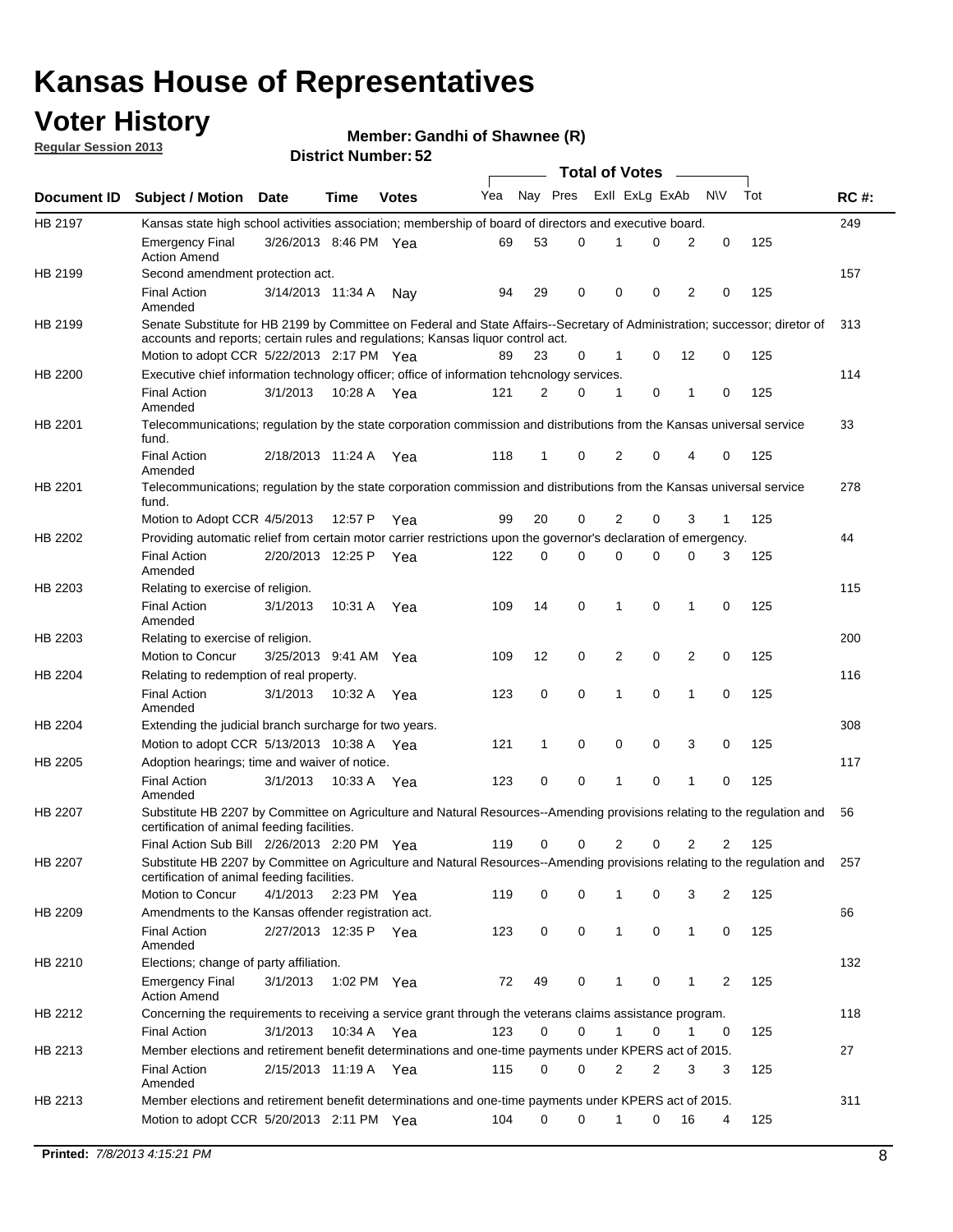# Kansas House of Representatives

## Voter History

**Regular Session 2013**

**Member: Gandhi of Shawnee (R)**

**District Number: 52**

| Document ID | Subject / Motion | Date | Time | Votes | Yea | Nay | Pres | ExII | ExLg | ExAb | N\V | Tot | RC #: |
|---|---|---|---|---|---|---|---|---|---|---|---|---|---|
| HB 2197 | Kansas state high school activities association; membership of board of directors and executive board. | | | | | | | | | | | | 249 |
| | Emergency Final Action Amend | 3/26/2013 | 8:46 PM | Yea | 69 | 53 | 0 | 1 | 0 | 2 | 0 | 125 | |
| HB 2199 | Second amendment protection act. | | | | | | | | | | | | 157 |
| | Final Action Amended | 3/14/2013 | 11:34 A | Nay | 94 | 29 | 0 | 0 | 0 | 2 | 0 | 125 | |
| HB 2199 | Senate Substitute for HB 2199 by Committee on Federal and State Affairs--Secretary of Administration; successor; diretor of accounts and reports; certain rules and regulations; Kansas liquor control act. | | | | | | | | | | | | 313 |
| | Motion to adopt CCR | 5/22/2013 | 2:17 PM | Yea | 89 | 23 | 0 | 1 | 0 | 12 | 0 | 125 | |
| HB 2200 | Executive chief information technology officer; office of information tehcnology services. | | | | | | | | | | | | 114 |
| | Final Action Amended | 3/1/2013 | 10:28 A | Yea | 121 | 2 | 0 | 1 | 0 | 1 | 0 | 125 | |
| HB 2201 | Telecommunications; regulation by the state corporation commission and distributions from the Kansas universal service fund. | | | | | | | | | | | | 33 |
| | Final Action Amended | 2/18/2013 | 11:24 A | Yea | 118 | 1 | 0 | 2 | 0 | 4 | 0 | 125 | |
| HB 2201 | Telecommunications; regulation by the state corporation commission and distributions from the Kansas universal service fund. | | | | | | | | | | | | 278 |
| | Motion to Adopt CCR | 4/5/2013 | 12:57 P | Yea | 99 | 20 | 0 | 2 | 0 | 3 | 1 | 125 | |
| HB 2202 | Providing automatic relief from certain motor carrier restrictions upon the governor's declaration of emergency. | | | | | | | | | | | | 44 |
| | Final Action Amended | 2/20/2013 | 12:25 P | Yea | 122 | 0 | 0 | 0 | 0 | 0 | 3 | 125 | |
| HB 2203 | Relating to exercise of religion. | | | | | | | | | | | | 115 |
| | Final Action Amended | 3/1/2013 | 10:31 A | Yea | 109 | 14 | 0 | 1 | 0 | 1 | 0 | 125 | |
| HB 2203 | Relating to exercise of religion. | | | | | | | | | | | | 200 |
| | Motion to Concur | 3/25/2013 | 9:41 AM | Yea | 109 | 12 | 0 | 2 | 0 | 2 | 0 | 125 | |
| HB 2204 | Relating to redemption of real property. | | | | | | | | | | | | 116 |
| | Final Action Amended | 3/1/2013 | 10:32 A | Yea | 123 | 0 | 0 | 1 | 0 | 1 | 0 | 125 | |
| HB 2204 | Extending the judicial branch surcharge for two years. | | | | | | | | | | | | 308 |
| | Motion to adopt CCR | 5/13/2013 | 10:38 A | Yea | 121 | 1 | 0 | 0 | 0 | 3 | 0 | 125 | |
| HB 2205 | Adoption hearings; time and waiver of notice. | | | | | | | | | | | | 117 |
| | Final Action Amended | 3/1/2013 | 10:33 A | Yea | 123 | 0 | 0 | 1 | 0 | 1 | 0 | 125 | |
| HB 2207 | Substitute HB 2207 by Committee on Agriculture and Natural Resources--Amending provisions relating to the regulation and certification of animal feeding facilities. | | | | | | | | | | | | 56 |
| | Final Action Sub Bill | 2/26/2013 | 2:20 PM | Yea | 119 | 0 | 0 | 2 | 0 | 2 | 2 | 125 | |
| HB 2207 | Substitute HB 2207 by Committee on Agriculture and Natural Resources--Amending provisions relating to the regulation and certification of animal feeding facilities. | | | | | | | | | | | | 257 |
| | Motion to Concur | 4/1/2013 | 2:23 PM | Yea | 119 | 0 | 0 | 1 | 0 | 3 | 2 | 125 | |
| HB 2209 | Amendments to the Kansas offender registration act. | | | | | | | | | | | | 66 |
| | Final Action Amended | 2/27/2013 | 12:35 P | Yea | 123 | 0 | 0 | 1 | 0 | 1 | 0 | 125 | |
| HB 2210 | Elections; change of party affiliation. | | | | | | | | | | | | 132 |
| | Emergency Final Action Amend | 3/1/2013 | 1:02 PM | Yea | 72 | 49 | 0 | 1 | 0 | 1 | 2 | 125 | |
| HB 2212 | Concerning the requirements to receiving a service grant through the veterans claims assistance program. | | | | | | | | | | | | 118 |
| | Final Action | 3/1/2013 | 10:34 A | Yea | 123 | 0 | 0 | 1 | 0 | 1 | 0 | 125 | |
| HB 2213 | Member elections and retirement benefit determinations and one-time payments under KPERS act of 2015. | | | | | | | | | | | | 27 |
| | Final Action Amended | 2/15/2013 | 11:19 A | Yea | 115 | 0 | 0 | 2 | 2 | 3 | 3 | 125 | |
| HB 2213 | Member elections and retirement benefit determinations and one-time payments under KPERS act of 2015. | | | | | | | | | | | | 311 |
| | Motion to adopt CCR | 5/20/2013 | 2:11 PM | Yea | 104 | 0 | 0 | 1 | 0 | 16 | 4 | 125 | |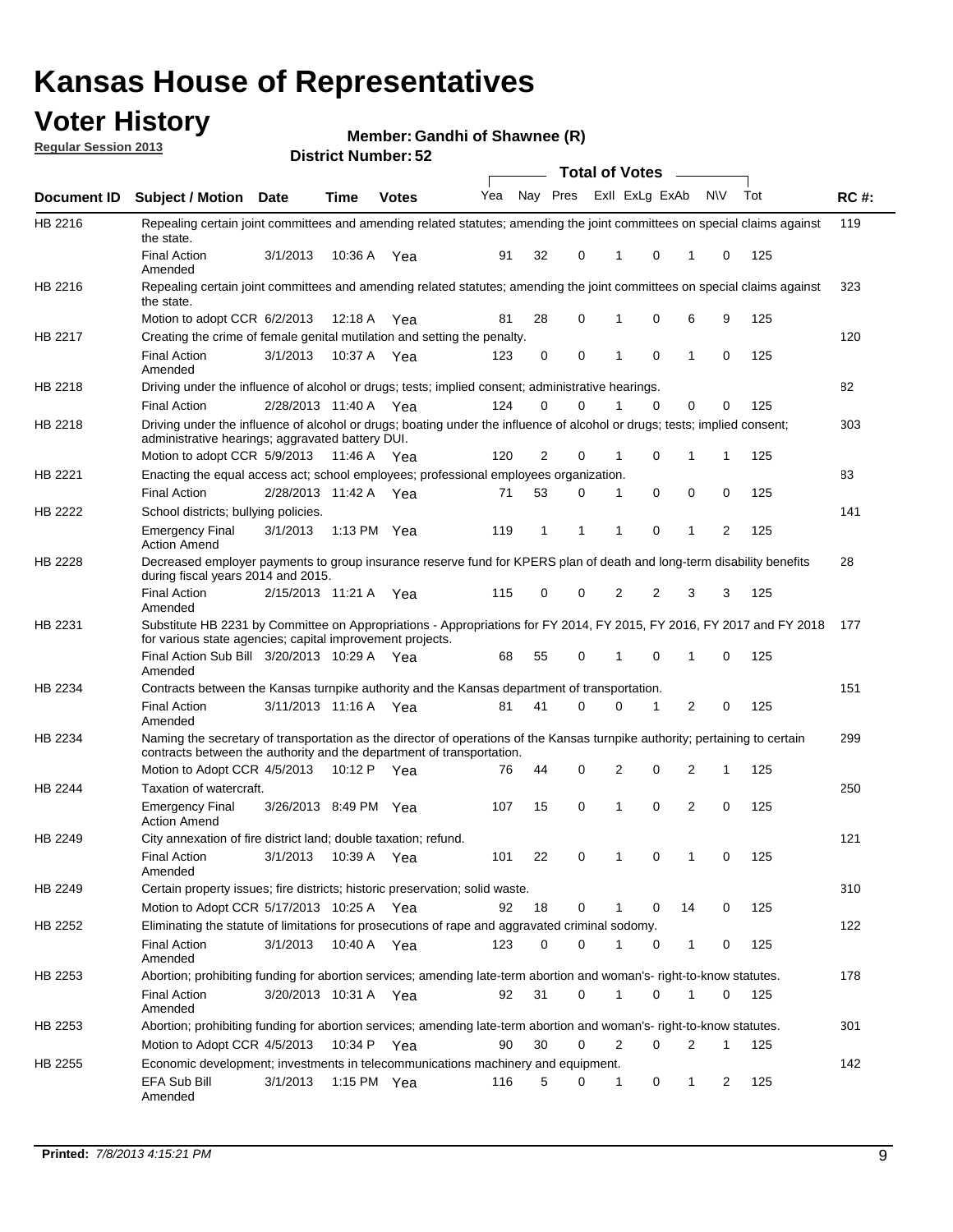# Kansas House of Representatives

## Voter History

**Regular Session 2013**

**Member: Gandhi of Shawnee (R)**

**District Number: 52**

| Document ID | Subject / Motion | Date | Time | Votes | Yea | Nay | Pres | ExII | ExLg | ExAb | N\V | Tot | RC #: |
|---|---|---|---|---|---|---|---|---|---|---|---|---|---|
| HB 2216 | Repealing certain joint committees and amending related statutes; amending the joint committees on special claims against the state. | | | | | | | | | | | | 119 |
| | Final Action Amended | 3/1/2013 | 10:36 A | Yea | 91 | 32 | 0 | 1 | 0 | 1 | 0 | 125 | |
| HB 2216 | Repealing certain joint committees and amending related statutes; amending the joint committees on special claims against the state. | | | | | | | | | | | | 323 |
| | Motion to adopt CCR | 6/2/2013 | 12:18 A | Yea | 81 | 28 | 0 | 1 | 0 | 6 | 9 | 125 | |
| HB 2217 | Creating the crime of female genital mutilation and setting the penalty. | | | | | | | | | | | | 120 |
| | Final Action Amended | 3/1/2013 | 10:37 A | Yea | 123 | 0 | 0 | 1 | 0 | 1 | 0 | 125 | |
| HB 2218 | Driving under the influence of alcohol or drugs; tests; implied consent; administrative hearings. | | | | | | | | | | | | 82 |
| | Final Action | 2/28/2013 | 11:40 A | Yea | 124 | 0 | 0 | 1 | 0 | 0 | 0 | 125 | |
| HB 2218 | Driving under the influence of alcohol or drugs; boating under the influence of alcohol or drugs; tests; implied consent; administrative hearings; aggravated battery DUI. | | | | | | | | | | | | 303 |
| | Motion to adopt CCR | 5/9/2013 | 11:46 A | Yea | 120 | 2 | 0 | 1 | 0 | 1 | 1 | 125 | |
| HB 2221 | Enacting the equal access act; school employees; professional employees organization. | | | | | | | | | | | | 83 |
| | Final Action | 2/28/2013 | 11:42 A | Yea | 71 | 53 | 0 | 1 | 0 | 0 | 0 | 125 | |
| HB 2222 | School districts; bullying policies. | | | | | | | | | | | | 141 |
| | Emergency Final Action Amend | 3/1/2013 | 1:13 PM | Yea | 119 | 1 | 1 | 1 | 0 | 1 | 2 | 125 | |
| HB 2228 | Decreased employer payments to group insurance reserve fund for KPERS plan of death and long-term disability benefits during fiscal years 2014 and 2015. | | | | | | | | | | | | 28 |
| | Final Action Amended | 2/15/2013 | 11:21 A | Yea | 115 | 0 | 0 | 2 | 2 | 3 | 3 | 125 | |
| HB 2231 | Substitute HB 2231 by Committee on Appropriations - Appropriations for FY 2014, FY 2015, FY 2016, FY 2017 and FY 2018 for various state agencies; capital improvement projects. | | | | | | | | | | | | 177 |
| | Final Action Sub Bill Amended | 3/20/2013 | 10:29 A | Yea | 68 | 55 | 0 | 1 | 0 | 1 | 0 | 125 | |
| HB 2234 | Contracts between the Kansas turnpike authority and the Kansas department of transportation. | | | | | | | | | | | | 151 |
| | Final Action Amended | 3/11/2013 | 11:16 A | Yea | 81 | 41 | 0 | 0 | 1 | 2 | 0 | 125 | |
| HB 2234 | Naming the secretary of transportation as the director of operations of the Kansas turnpike authority; pertaining to certain contracts between the authority and the department of transportation. | | | | | | | | | | | | 299 |
| | Motion to Adopt CCR | 4/5/2013 | 10:12 P | Yea | 76 | 44 | 0 | 2 | 0 | 2 | 1 | 125 | |
| HB 2244 | Taxation of watercraft. | | | | | | | | | | | | 250 |
| | Emergency Final Action Amend | 3/26/2013 | 8:49 PM | Yea | 107 | 15 | 0 | 1 | 0 | 2 | 0 | 125 | |
| HB 2249 | City annexation of fire district land; double taxation; refund. | | | | | | | | | | | | 121 |
| | Final Action Amended | 3/1/2013 | 10:39 A | Yea | 101 | 22 | 0 | 1 | 0 | 1 | 0 | 125 | |
| HB 2249 | Certain property issues; fire districts; historic preservation; solid waste. | | | | | | | | | | | | 310 |
| | Motion to Adopt CCR | 5/17/2013 | 10:25 A | Yea | 92 | 18 | 0 | 1 | 0 | 14 | 0 | 125 | |
| HB 2252 | Eliminating the statute of limitations for prosecutions of rape and aggravated criminal sodomy. | | | | | | | | | | | | 122 |
| | Final Action Amended | 3/1/2013 | 10:40 A | Yea | 123 | 0 | 0 | 1 | 0 | 1 | 0 | 125 | |
| HB 2253 | Abortion; prohibiting funding for abortion services; amending late-term abortion and woman's- right-to-know statutes. | | | | | | | | | | | | 178 |
| | Final Action Amended | 3/20/2013 | 10:31 A | Yea | 92 | 31 | 0 | 1 | 0 | 1 | 0 | 125 | |
| HB 2253 | Abortion; prohibiting funding for abortion services; amending late-term abortion and woman's- right-to-know statutes. | | | | | | | | | | | | 301 |
| | Motion to Adopt CCR | 4/5/2013 | 10:34 P | Yea | 90 | 30 | 0 | 2 | 0 | 2 | 1 | 125 | |
| HB 2255 | Economic development; investments in telecommunications machinery and equipment. | | | | | | | | | | | | 142 |
| | EFA Sub Bill Amended | 3/1/2013 | 1:15 PM | Yea | 116 | 5 | 0 | 1 | 0 | 1 | 2 | 125 | |

**Printed:** *7/8/2013 4:15:21 PM*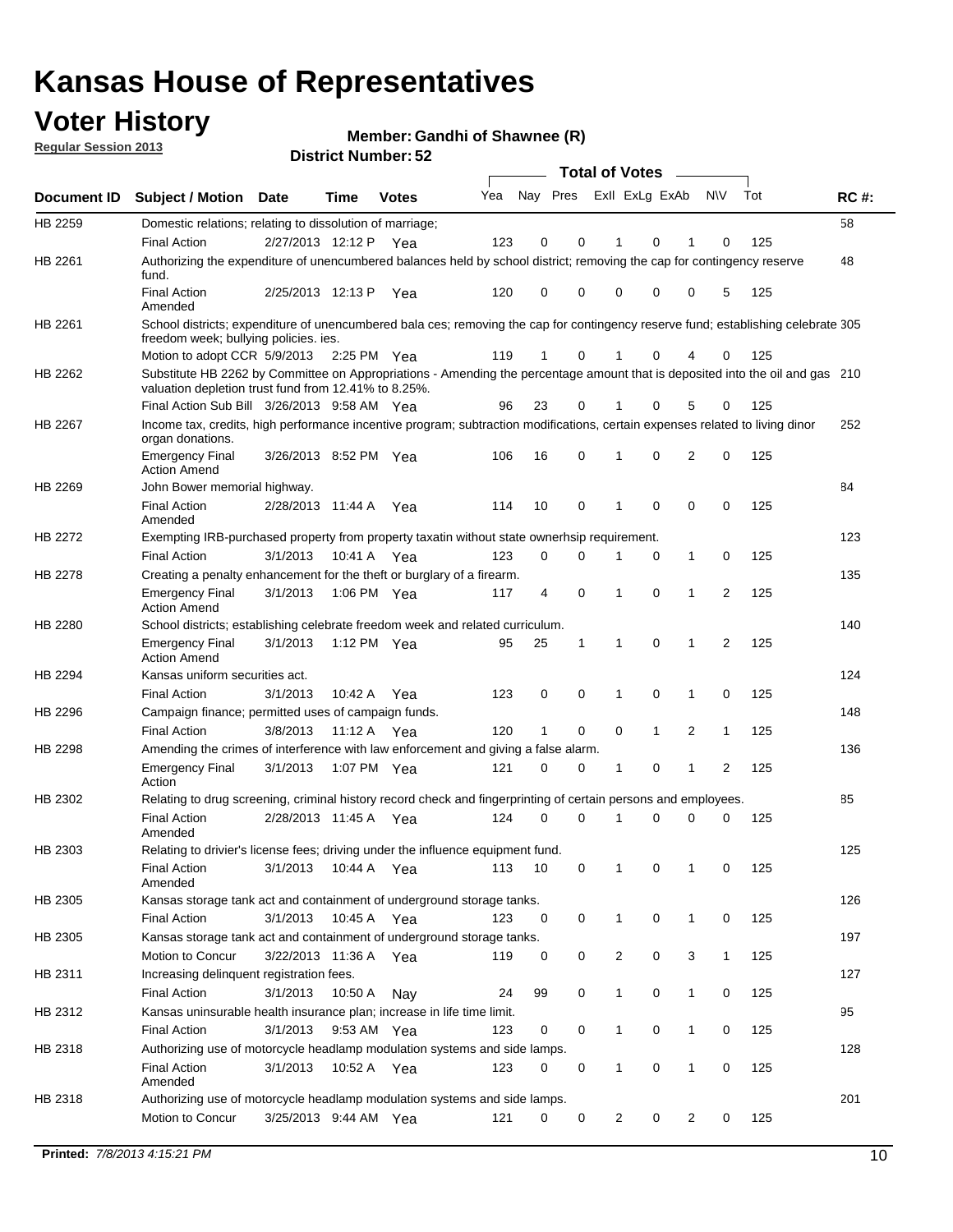# Kansas House of Representatives

## Voter History

**Regular Session 2013**

**Member: Gandhi of Shawnee (R)**

**District Number: 52**

| Document ID | Subject / Motion | Date | Time | Votes | Yea | Nay | Pres | ExII | ExLg | ExAb | N\V | Tot | RC #: |
|---|---|---|---|---|---|---|---|---|---|---|---|---|---|
| HB 2259 | Domestic relations; relating to dissolution of marriage; | | | | | | | | | | | | 58 |
| | Final Action | 2/27/2013 | 12:12 P | Yea | 123 | 0 | 0 | 1 | 0 | 1 | 0 | 125 | |
| HB 2261 | Authorizing the expenditure of unencumbered balances held by school district; removing the cap for contingency reserve fund. | | | | | | | | | | | | 48 |
| | Final Action Amended | 2/25/2013 | 12:13 P | Yea | 120 | 0 | 0 | 0 | 0 | 0 | 5 | 125 | |
| HB 2261 | School districts; expenditure of unencumbered bala ces; removing the cap for contingency reserve fund; establishing celebrate freedom week; bullying policies. ies. | | | | | | | | | | | | 305 |
| | Motion to adopt CCR | 5/9/2013 | 2:25 PM | Yea | 119 | 1 | 0 | 1 | 0 | 4 | 0 | 125 | |
| HB 2262 | Substitute HB 2262 by Committee on Appropriations - Amending the percentage amount that is deposited into the oil and gas valuation depletion trust fund from 12.41% to 8.25%. | | | | | | | | | | | | 210 |
| | Final Action Sub Bill | 3/26/2013 | 9:58 AM | Yea | 96 | 23 | 0 | 1 | 0 | 5 | 0 | 125 | |
| HB 2267 | Income tax, credits, high performance incentive program; subtraction modifications, certain expenses related to living dinor organ donations. | | | | | | | | | | | | 252 |
| | Emergency Final Action Amend | 3/26/2013 | 8:52 PM | Yea | 106 | 16 | 0 | 1 | 0 | 2 | 0 | 125 | |
| HB 2269 | John Bower memorial highway. | | | | | | | | | | | | 84 |
| | Final Action Amended | 2/28/2013 | 11:44 A | Yea | 114 | 10 | 0 | 1 | 0 | 0 | 0 | 125 | |
| HB 2272 | Exempting IRB-purchased property from property taxatin without state ownerhsip requirement. | | | | | | | | | | | | 123 |
| | Final Action | 3/1/2013 | 10:41 A | Yea | 123 | 0 | 0 | 1 | 0 | 1 | 0 | 125 | |
| HB 2278 | Creating a penalty enhancement for the theft or burglary of a firearm. | | | | | | | | | | | | 135 |
| | Emergency Final Action Amend | 3/1/2013 | 1:06 PM | Yea | 117 | 4 | 0 | 1 | 0 | 1 | 2 | 125 | |
| HB 2280 | School districts; establishing celebrate freedom week and related curriculum. | | | | | | | | | | | | 140 |
| | Emergency Final Action Amend | 3/1/2013 | 1:12 PM | Yea | 95 | 25 | 1 | 1 | 0 | 1 | 2 | 125 | |
| HB 2294 | Kansas uniform securities act. | | | | | | | | | | | | 124 |
| | Final Action | 3/1/2013 | 10:42 A | Yea | 123 | 0 | 0 | 1 | 0 | 1 | 0 | 125 | |
| HB 2296 | Campaign finance; permitted uses of campaign funds. | | | | | | | | | | | | 148 |
| | Final Action | 3/8/2013 | 11:12 A | Yea | 120 | 1 | 0 | 0 | 1 | 2 | 1 | 125 | |
| HB 2298 | Amending the crimes of interference with law enforcement and giving a false alarm. | | | | | | | | | | | | 136 |
| | Emergency Final Action | 3/1/2013 | 1:07 PM | Yea | 121 | 0 | 0 | 1 | 0 | 1 | 2 | 125 | |
| HB 2302 | Relating to drug screening, criminal history record check and fingerprinting of certain persons and employees. | | | | | | | | | | | | 85 |
| | Final Action Amended | 2/28/2013 | 11:45 A | Yea | 124 | 0 | 0 | 1 | 0 | 0 | 0 | 125 | |
| HB 2303 | Relating to drivier's license fees; driving under the influence equipment fund. | | | | | | | | | | | | 125 |
| | Final Action Amended | 3/1/2013 | 10:44 A | Yea | 113 | 10 | 0 | 1 | 0 | 1 | 0 | 125 | |
| HB 2305 | Kansas storage tank act and containment of underground storage tanks. | | | | | | | | | | | | 126 |
| | Final Action | 3/1/2013 | 10:45 A | Yea | 123 | 0 | 0 | 1 | 0 | 1 | 0 | 125 | |
| HB 2305 | Kansas storage tank act and containment of underground storage tanks. | | | | | | | | | | | | 197 |
| | Motion to Concur | 3/22/2013 | 11:36 A | Yea | 119 | 0 | 0 | 2 | 0 | 3 | 1 | 125 | |
| HB 2311 | Increasing delinquent registration fees. | | | | | | | | | | | | 127 |
| | Final Action | 3/1/2013 | 10:50 A | Nay | 24 | 99 | 0 | 1 | 0 | 1 | 0 | 125 | |
| HB 2312 | Kansas uninsurable health insurance plan; increase in life time limit. | | | | | | | | | | | | 95 |
| | Final Action | 3/1/2013 | 9:53 AM | Yea | 123 | 0 | 0 | 1 | 0 | 1 | 0 | 125 | |
| HB 2318 | Authorizing use of motorcycle headlamp modulation systems and side lamps. | | | | | | | | | | | | 128 |
| | Final Action Amended | 3/1/2013 | 10:52 A | Yea | 123 | 0 | 0 | 1 | 0 | 1 | 0 | 125 | |
| HB 2318 | Authorizing use of motorcycle headlamp modulation systems and side lamps. | | | | | | | | | | | | 201 |
| | Motion to Concur | 3/25/2013 | 9:44 AM | Yea | 121 | 0 | 0 | 2 | 0 | 2 | 0 | 125 | |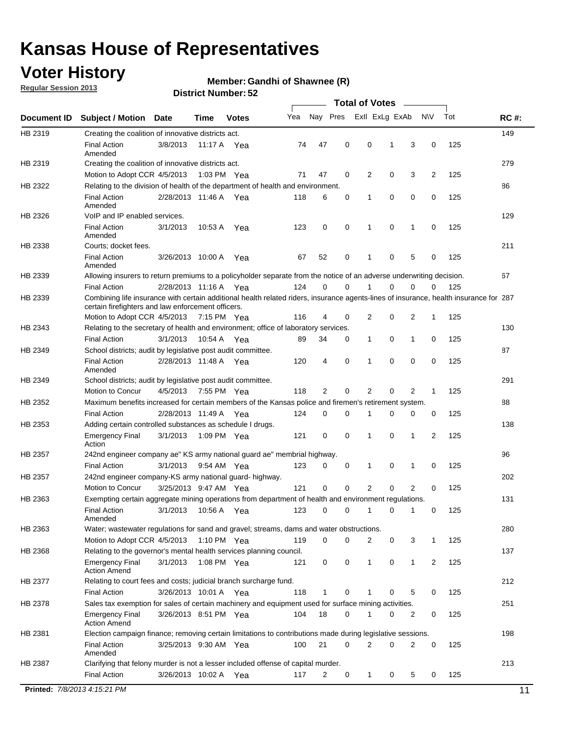# Kansas House of Representatives

## Voter History

**Regular Session 2013**

**Member: Gandhi of Shawnee (R)**

**District Number: 52**

| Document ID | Subject / Motion | Date | Time | Votes | Yea | Nay | Pres | ExII | ExLg | ExAb | N\V | Tot | RC #: |
|---|---|---|---|---|---|---|---|---|---|---|---|---|---|
| HB 2319 | Creating the coalition of innovative districts act. | | | | | | | | | | | | 149 |
| | Final Action Amended | 3/8/2013 | 11:17 A | Yea | 74 | 47 | 0 | 0 | 1 | 3 | 0 | 125 | |
| HB 2319 | Creating the coalition of innovative districts act. | | | | | | | | | | | | 279 |
| | Motion to Adopt CCR | 4/5/2013 | 1:03 PM | Yea | 71 | 47 | 0 | 2 | 0 | 3 | 2 | 125 | |
| HB 2322 | Relating to the division of health of the department of health and environment. | | | | | | | | | | | | 86 |
| | Final Action Amended | 2/28/2013 | 11:46 A | Yea | 118 | 6 | 0 | 1 | 0 | 0 | 0 | 125 | |
| HB 2326 | VoIP and IP enabled services. | | | | | | | | | | | | 129 |
| | Final Action Amended | 3/1/2013 | 10:53 A | Yea | 123 | 0 | 0 | 1 | 0 | 1 | 0 | 125 | |
| HB 2338 | Courts; docket fees. | | | | | | | | | | | | 211 |
| | Final Action Amended | 3/26/2013 | 10:00 A | Yea | 67 | 52 | 0 | 1 | 0 | 5 | 0 | 125 | |
| HB 2339 | Allowing insurers to return premiums to a policyholder separate from the notice of an adverse underwriting decision. | | | | | | | | | | | | 67 |
| | Final Action | 2/28/2013 | 11:16 A | Yea | 124 | 0 | 0 | 1 | 0 | 0 | 0 | 125 | |
| HB 2339 | Combining life insurance with certain additional health related riders, insurance agents-lines of insurance, health insurance for certain firefighters and law enforcement officers. | | | | | | | | | | | | 287 |
| | Motion to Adopt CCR | 4/5/2013 | 7:15 PM | Yea | 116 | 4 | 0 | 2 | 0 | 2 | 1 | 125 | |
| HB 2343 | Relating to the secretary of health and environment; office of laboratory services. | | | | | | | | | | | | 130 |
| | Final Action | 3/1/2013 | 10:54 A | Yea | 89 | 34 | 0 | 1 | 0 | 1 | 0 | 125 | |
| HB 2349 | School districts; audit by legislative post audit committee. | | | | | | | | | | | | 87 |
| | Final Action Amended | 2/28/2013 | 11:48 A | Yea | 120 | 4 | 0 | 1 | 0 | 0 | 0 | 125 | |
| HB 2349 | School districts; audit by legislative post audit committee. | | | | | | | | | | | | 291 |
| | Motion to Concur | 4/5/2013 | 7:55 PM | Yea | 118 | 2 | 0 | 2 | 0 | 2 | 1 | 125 | |
| HB 2352 | Maximum benefits increased for certain members of the Kansas police and firemen's retirement system. | | | | | | | | | | | | 88 |
| | Final Action | 2/28/2013 | 11:49 A | Yea | 124 | 0 | 0 | 1 | 0 | 0 | 0 | 125 | |
| HB 2353 | Adding certain controlled substances as schedule I drugs. | | | | | | | | | | | | 138 |
| | Emergency Final Action | 3/1/2013 | 1:09 PM | Yea | 121 | 0 | 0 | 1 | 0 | 1 | 2 | 125 | |
| HB 2357 | 242nd engineer company ae" KS army national guard ae" membrial highway. | | | | | | | | | | | | 96 |
| | Final Action | 3/1/2013 | 9:54 AM | Yea | 123 | 0 | 0 | 1 | 0 | 1 | 0 | 125 | |
| HB 2357 | 242nd engineer company-KS army national guard- highway. | | | | | | | | | | | | 202 |
| | Motion to Concur | 3/25/2013 | 9:47 AM | Yea | 121 | 0 | 0 | 2 | 0 | 2 | 0 | 125 | |
| HB 2363 | Exempting certain aggregate mining operations from department of health and environment regulations. | | | | | | | | | | | | 131 |
| | Final Action Amended | 3/1/2013 | 10:56 A | Yea | 123 | 0 | 0 | 1 | 0 | 1 | 0 | 125 | |
| HB 2363 | Water; wastewater regulations for sand and gravel; streams, dams and water obstructions. | | | | | | | | | | | | 280 |
| | Motion to Adopt CCR | 4/5/2013 | 1:10 PM | Yea | 119 | 0 | 0 | 2 | 0 | 3 | 1 | 125 | |
| HB 2368 | Relating to the governor's mental health services planning council. | | | | | | | | | | | | 137 |
| | Emergency Final Action Amend | 3/1/2013 | 1:08 PM | Yea | 121 | 0 | 0 | 1 | 0 | 1 | 2 | 125 | |
| HB 2377 | Relating to court fees and costs; judicial branch surcharge fund. | | | | | | | | | | | | 212 |
| | Final Action | 3/26/2013 | 10:01 A | Yea | 118 | 1 | 0 | 1 | 0 | 5 | 0 | 125 | |
| HB 2378 | Sales tax exemption for sales of certain machinery and equipment used for surface mining activities. | | | | | | | | | | | | 251 |
| | Emergency Final Action Amend | 3/26/2013 | 8:51 PM | Yea | 104 | 18 | 0 | 1 | 0 | 2 | 0 | 125 | |
| HB 2381 | Election campaign finance; removing certain limitations to contributions made during legislative sessions. | | | | | | | | | | | | 198 |
| | Final Action Amended | 3/25/2013 | 9:30 AM | Yea | 100 | 21 | 0 | 2 | 0 | 2 | 0 | 125 | |
| HB 2387 | Clarifying that felony murder is not a lesser included offense of capital murder. | | | | | | | | | | | | 213 |
| | Final Action | 3/26/2013 | 10:02 A | Yea | 117 | 2 | 0 | 1 | 0 | 5 | 0 | 125 | |

**Printed:** 7/8/2013 4:15:21 PM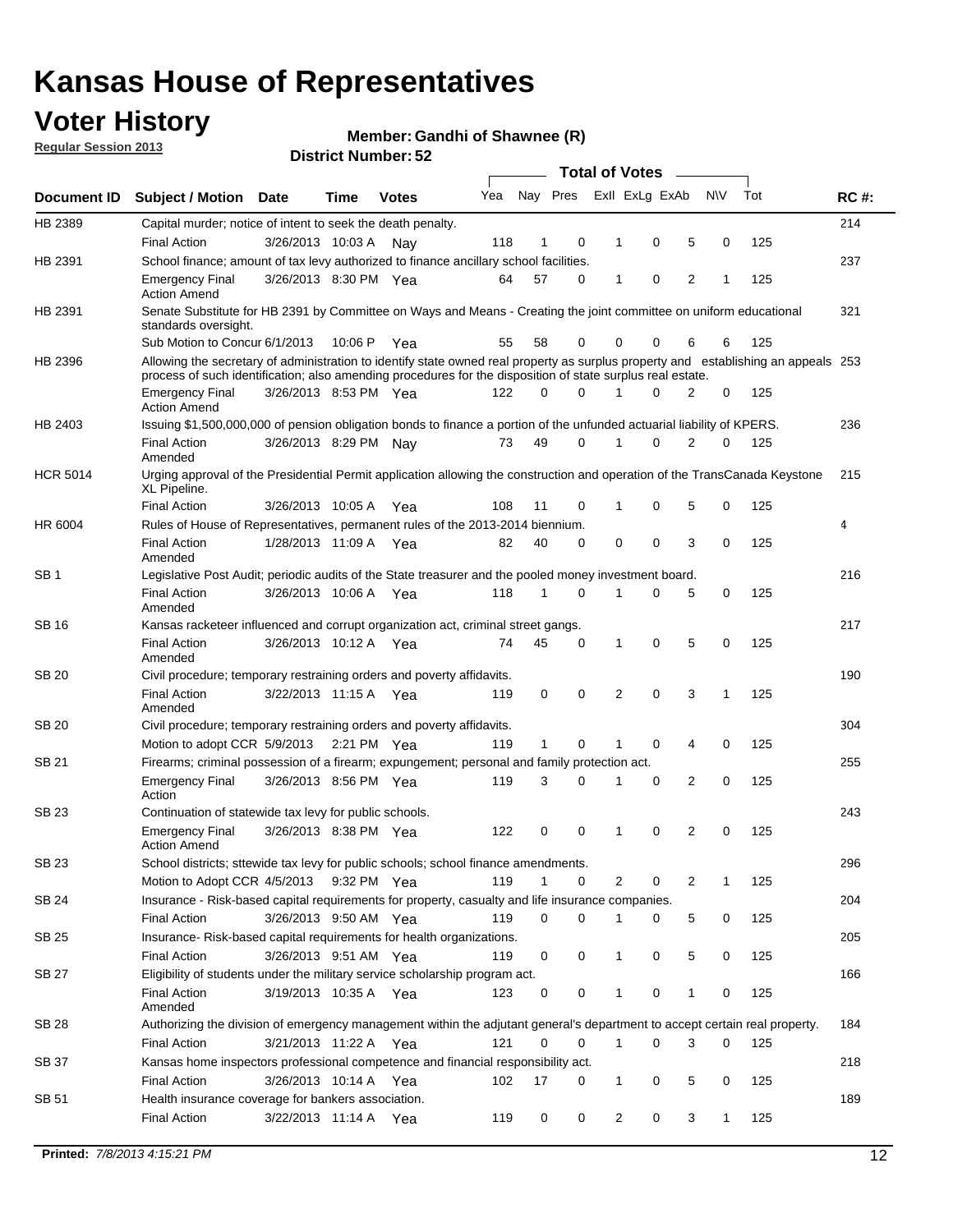# Kansas House of Representatives

## Voter History

**Regular Session 2013**

**Member: Gandhi of Shawnee (R)**

**District Number: 52**

| Document ID | Subject / Motion | Date | Time | Votes | Yea | Nay | Pres | ExII | ExLg | ExAb | N\V | Tot | RC #: |
|---|---|---|---|---|---|---|---|---|---|---|---|---|---|
| HB 2389 | Capital murder; notice of intent to seek the death penalty. | | | | | | | | | | | | 214 |
| | Final Action | 3/26/2013 | 10:03 A | Nay | 118 | 1 | 0 | 1 | 0 | 5 | 0 | 125 | |
| HB 2391 | School finance; amount of tax levy authorized to finance ancillary school facilities. | | | | | | | | | | | | 237 |
| | Emergency Final Action Amend | 3/26/2013 | 8:30 PM | Yea | 64 | 57 | 0 | 1 | 0 | 2 | 1 | 125 | |
| HB 2391 | Senate Substitute for HB 2391 by Committee on Ways and Means - Creating the joint committee on uniform educational standards oversight. | | | | | | | | | | | | 321 |
| | Sub Motion to Concur | 6/1/2013 | 10:06 P | Yea | 55 | 58 | 0 | 0 | 0 | 6 | 6 | 125 | |
| HB 2396 | Allowing the secretary of administration to identify state owned real property as surplus property and establishing an appeals process of such identification; also amending procedures for the disposition of state surplus real estate. | | | | | | | | | | | | 253 |
| | Emergency Final Action Amend | 3/26/2013 | 8:53 PM | Yea | 122 | 0 | 0 | 1 | 0 | 2 | 0 | 125 | |
| HB 2403 | Issuing $1,500,000,000 of pension obligation bonds to finance a portion of the unfunded actuarial liability of KPERS. | | | | | | | | | | | | 236 |
| | Final Action Amended | 3/26/2013 | 8:29 PM | Nay | 73 | 49 | 0 | 1 | 0 | 2 | 0 | 125 | |
| HCR 5014 | Urging approval of the Presidential Permit application allowing the construction and operation of the TransCanada Keystone XL Pipeline. | | | | | | | | | | | | 215 |
| | Final Action | 3/26/2013 | 10:05 A | Yea | 108 | 11 | 0 | 1 | 0 | 5 | 0 | 125 | |
| HR 6004 | Rules of House of Representatives, permanent rules of the 2013-2014 biennium. | | | | | | | | | | | | 4 |
| | Final Action Amended | 1/28/2013 | 11:09 A | Yea | 82 | 40 | 0 | 0 | 0 | 3 | 0 | 125 | |
| SB 1 | Legislative Post Audit; periodic audits of the State treasurer and the pooled money investment board. | | | | | | | | | | | | 216 |
| | Final Action Amended | 3/26/2013 | 10:06 A | Yea | 118 | 1 | 0 | 1 | 0 | 5 | 0 | 125 | |
| SB 16 | Kansas racketeer influenced and corrupt organization act, criminal street gangs. | | | | | | | | | | | | 217 |
| | Final Action Amended | 3/26/2013 | 10:12 A | Yea | 74 | 45 | 0 | 1 | 0 | 5 | 0 | 125 | |
| SB 20 | Civil procedure; temporary restraining orders and poverty affidavits. | | | | | | | | | | | | 190 |
| | Final Action Amended | 3/22/2013 | 11:15 A | Yea | 119 | 0 | 0 | 2 | 0 | 3 | 1 | 125 | |
| SB 20 | Civil procedure; temporary restraining orders and poverty affidavits. | | | | | | | | | | | | 304 |
| | Motion to adopt CCR | 5/9/2013 | 2:21 PM | Yea | 119 | 1 | 0 | 1 | 0 | 4 | 0 | 125 | |
| SB 21 | Firearms; criminal possession of a firearm; expungement; personal and family protection act. | | | | | | | | | | | | 255 |
| | Emergency Final Action | 3/26/2013 | 8:56 PM | Yea | 119 | 3 | 0 | 1 | 0 | 2 | 0 | 125 | |
| SB 23 | Continuation of statewide tax levy for public schools. | | | | | | | | | | | | 243 |
| | Emergency Final Action Amend | 3/26/2013 | 8:38 PM | Yea | 122 | 0 | 0 | 1 | 0 | 2 | 0 | 125 | |
| SB 23 | School districts; sttewide tax levy for public schools; school finance amendments. | | | | | | | | | | | | 296 |
| | Motion to Adopt CCR | 4/5/2013 | 9:32 PM | Yea | 119 | 1 | 0 | 2 | 0 | 2 | 1 | 125 | |
| SB 24 | Insurance - Risk-based capital requirements for property, casualty and life insurance companies. | | | | | | | | | | | | 204 |
| | Final Action | 3/26/2013 | 9:50 AM | Yea | 119 | 0 | 0 | 1 | 0 | 5 | 0 | 125 | |
| SB 25 | Insurance- Risk-based capital requirements for health organizations. | | | | | | | | | | | | 205 |
| | Final Action | 3/26/2013 | 9:51 AM | Yea | 119 | 0 | 0 | 1 | 0 | 5 | 0 | 125 | |
| SB 27 | Eligibility of students under the military service scholarship program act. | | | | | | | | | | | | 166 |
| | Final Action Amended | 3/19/2013 | 10:35 A | Yea | 123 | 0 | 0 | 1 | 0 | 1 | 0 | 125 | |
| SB 28 | Authorizing the division of emergency management within the adjutant general's department to accept certain real property. | | | | | | | | | | | | 184 |
| | Final Action | 3/21/2013 | 11:22 A | Yea | 121 | 0 | 0 | 1 | 0 | 3 | 0 | 125 | |
| SB 37 | Kansas home inspectors professional competence and financial responsibility act. | | | | | | | | | | | | 218 |
| | Final Action | 3/26/2013 | 10:14 A | Yea | 102 | 17 | 0 | 1 | 0 | 5 | 0 | 125 | |
| SB 51 | Health insurance coverage for bankers association. | | | | | | | | | | | | 189 |
| | Final Action | 3/22/2013 | 11:14 A | Yea | 119 | 0 | 0 | 2 | 0 | 3 | 1 | 125 | |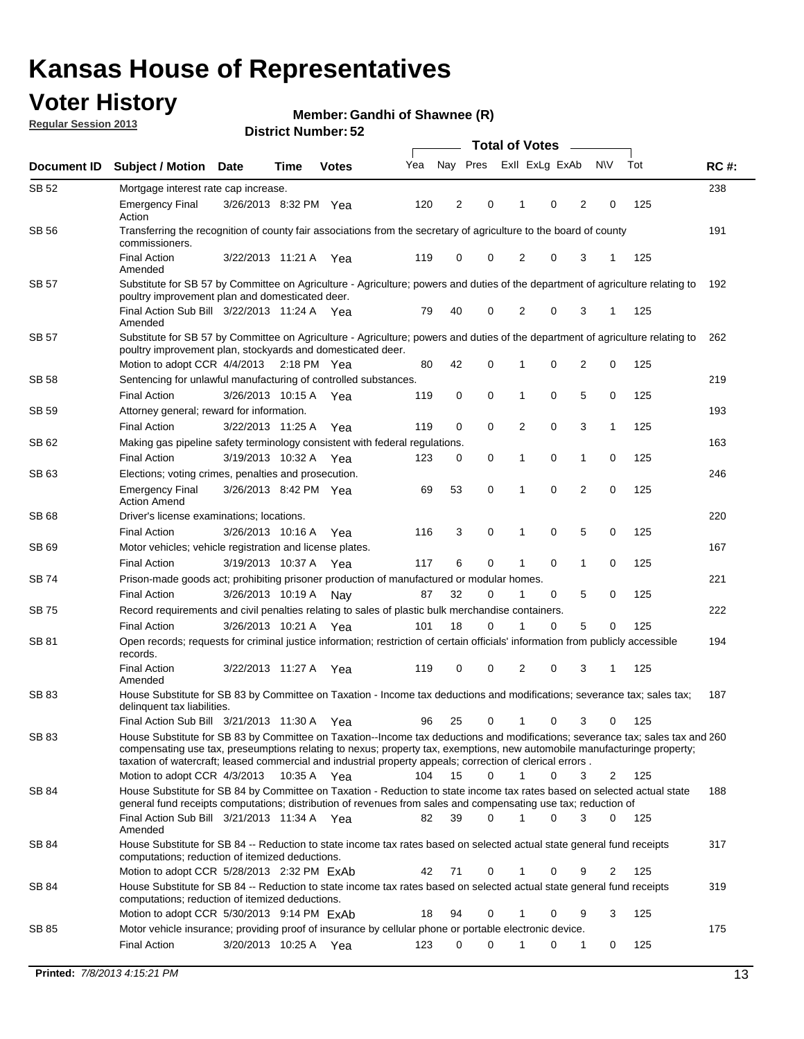# Kansas House of Representatives

## Voter History

**Regular Session 2013**

**Member: Gandhi of Shawnee (R)**

**District Number: 52**

| Document ID | Subject / Motion | Date | Time | Votes | Yea | Nay | Pres | ExII | ExLg | ExAb | N\V | Tot | RC #: |
|---|---|---|---|---|---|---|---|---|---|---|---|---|---|
| SB 52 | Mortgage interest rate cap increase. | | | | | | | | | | | | 238 |
| | Emergency Final Action | 3/26/2013 | 8:32 PM | Yea | 120 | 2 | 0 | 1 | 0 | 2 | 0 | 125 | |
| SB 56 | Transferring the recognition of county fair associations from the secretary of agriculture to the board of county commissioners. | | | | | | | | | | | | 191 |
| | Final Action Amended | 3/22/2013 | 11:21 A | Yea | 119 | 0 | 0 | 2 | 0 | 3 | 1 | 125 | |
| SB 57 | Substitute for SB 57 by Committee on Agriculture - Agriculture; powers and duties of the department of agriculture relating to poultry improvement plan and domesticated deer. | | | | | | | | | | | | 192 |
| | Final Action Sub Bill Amended | 3/22/2013 | 11:24 A | Yea | 79 | 40 | 0 | 2 | 0 | 3 | 1 | 125 | |
| SB 57 | Substitute for SB 57 by Committee on Agriculture - Agriculture; powers and duties of the department of agriculture relating to poultry improvement plan, stockyards and domesticated deer. | | | | | | | | | | | | 262 |
| | Motion to adopt CCR | 4/4/2013 | 2:18 PM | Yea | 80 | 42 | 0 | 1 | 0 | 2 | 0 | 125 | |
| SB 58 | Sentencing for unlawful manufacturing of controlled substances. | | | | | | | | | | | | 219 |
| | Final Action | 3/26/2013 | 10:15 A | Yea | 119 | 0 | 0 | 1 | 0 | 5 | 0 | 125 | |
| SB 59 | Attorney general; reward for information. | | | | | | | | | | | | 193 |
| | Final Action | 3/22/2013 | 11:25 A | Yea | 119 | 0 | 0 | 2 | 0 | 3 | 1 | 125 | |
| SB 62 | Making gas pipeline safety terminology consistent with federal regulations. | | | | | | | | | | | | 163 |
| | Final Action | 3/19/2013 | 10:32 A | Yea | 123 | 0 | 0 | 1 | 0 | 1 | 0 | 125 | |
| SB 63 | Elections; voting crimes, penalties and prosecution. | | | | | | | | | | | | 246 |
| | Emergency Final Action Amend | 3/26/2013 | 8:42 PM | Yea | 69 | 53 | 0 | 1 | 0 | 2 | 0 | 125 | |
| SB 68 | Driver's license examinations; locations. | | | | | | | | | | | | 220 |
| | Final Action | 3/26/2013 | 10:16 A | Yea | 116 | 3 | 0 | 1 | 0 | 5 | 0 | 125 | |
| SB 69 | Motor vehicles; vehicle registration and license plates. | | | | | | | | | | | | 167 |
| | Final Action | 3/19/2013 | 10:37 A | Yea | 117 | 6 | 0 | 1 | 0 | 1 | 0 | 125 | |
| SB 74 | Prison-made goods act; prohibiting prisoner production of manufactured or modular homes. | | | | | | | | | | | | 221 |
| | Final Action | 3/26/2013 | 10:19 A | Nay | 87 | 32 | 0 | 1 | 0 | 5 | 0 | 125 | |
| SB 75 | Record requirements and civil penalties relating to sales of plastic bulk merchandise containers. | | | | | | | | | | | | 222 |
| | Final Action | 3/26/2013 | 10:21 A | Yea | 101 | 18 | 0 | 1 | 0 | 5 | 0 | 125 | |
| SB 81 | Open records; requests for criminal justice information; restriction of certain officials' information from publicly accessible records. | | | | | | | | | | | | 194 |
| | Final Action Amended | 3/22/2013 | 11:27 A | Yea | 119 | 0 | 0 | 2 | 0 | 3 | 1 | 125 | |
| SB 83 | House Substitute for SB 83 by Committee on Taxation - Income tax deductions and modifications; severance tax; sales tax; delinquent tax liabilities. | | | | | | | | | | | | 187 |
| | Final Action Sub Bill | 3/21/2013 | 11:30 A | Yea | 96 | 25 | 0 | 1 | 0 | 3 | 0 | 125 | |
| SB 83 | House Substitute for SB 83 by Committee on Taxation--Income tax deductions and modifications; severance tax; sales tax and compensating use tax, preseumptions relating to nexus; property tax, exemptions, new automobile manufacturinge property; taxation of watercraft; leased commercial and industrial property appeals; correction of clerical errors . | | | | | | | | | | | | 260 |
| | Motion to adopt CCR | 4/3/2013 | 10:35 A | Yea | 104 | 15 | 0 | 1 | 0 | 3 | 2 | 125 | |
| SB 84 | House Substitute for SB 84 by Committee on Taxation - Reduction to state income tax rates based on selected actual state general fund receipts computations; distribution of revenues from sales and compensating use tax; reduction of | | | | | | | | | | | | 188 |
| | Final Action Sub Bill Amended | 3/21/2013 | 11:34 A | Yea | 82 | 39 | 0 | 1 | 0 | 3 | 0 | 125 | |
| SB 84 | House Substitute for SB 84 -- Reduction to state income tax rates based on selected actual state general fund receipts computations; reduction of itemized deductions. | | | | | | | | | | | | 317 |
| | Motion to adopt CCR | 5/28/2013 | 2:32 PM | ExAb | 42 | 71 | 0 | 1 | 0 | 9 | 2 | 125 | |
| SB 84 | House Substitute for SB 84 -- Reduction to state income tax rates based on selected actual state general fund receipts computations; reduction of itemized deductions. | | | | | | | | | | | | 319 |
| | Motion to adopt CCR | 5/30/2013 | 9:14 PM | ExAb | 18 | 94 | 0 | 1 | 0 | 9 | 3 | 125 | |
| SB 85 | Motor vehicle insurance; providing proof of insurance by cellular phone or portable electronic device. | | | | | | | | | | | | 175 |
| | Final Action | 3/20/2013 | 10:25 A | Yea | 123 | 0 | 0 | 1 | 0 | 1 | 0 | 125 | |

**Printed:** 7/8/2013 4:15:21 PM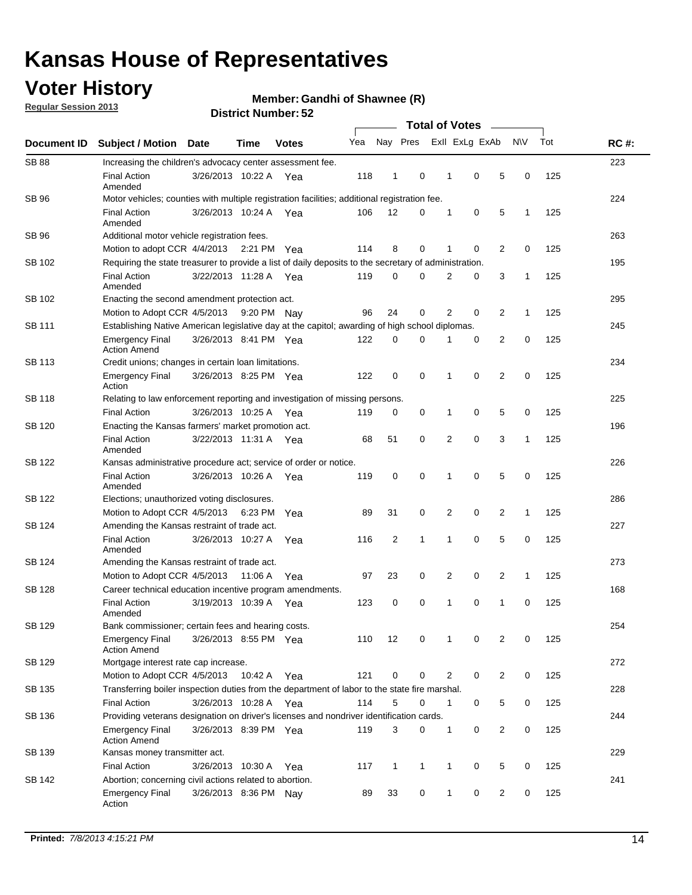# Kansas House of Representatives

## Voter History

**Regular Session 2013**

**Member: Gandhi of Shawnee (R)**

**District Number: 52**

| Document ID | Subject / Motion | Date | Time | Votes | Yea | Nay | Pres | ExII | ExLg | ExAb | N\V | Tot | RC #: |
|---|---|---|---|---|---|---|---|---|---|---|---|---|---|
| SB 88 | Increasing the children's advocacy center assessment fee. | | | | | | | | | | | | 223 |
| | Final Action Amended | 3/26/2013 | 10:22 A | Yea | 118 | 1 | 0 | 1 | 0 | 5 | 0 | 125 | |
| SB 96 | Motor vehicles; counties with multiple registration facilities; additional registration fee. | | | | | | | | | | | | 224 |
| | Final Action Amended | 3/26/2013 | 10:24 A | Yea | 106 | 12 | 0 | 1 | 0 | 5 | 1 | 125 | |
| SB 96 | Additional motor vehicle registration fees. | | | | | | | | | | | | 263 |
| | Motion to adopt CCR | 4/4/2013 | 2:21 PM | Yea | 114 | 8 | 0 | 1 | 0 | 2 | 0 | 125 | |
| SB 102 | Requiring the state treasurer to provide a list of daily deposits to the secretary of administration. | | | | | | | | | | | | 195 |
| | Final Action Amended | 3/22/2013 | 11:28 A | Yea | 119 | 0 | 0 | 2 | 0 | 3 | 1 | 125 | |
| SB 102 | Enacting the second amendment protection act. | | | | | | | | | | | | 295 |
| | Motion to Adopt CCR | 4/5/2013 | 9:20 PM | Nay | 96 | 24 | 0 | 2 | 0 | 2 | 1 | 125 | |
| SB 111 | Establishing Native American legislative day at the capitol; awarding of high school diplomas. | | | | | | | | | | | | 245 |
| | Emergency Final Action Amend | 3/26/2013 | 8:41 PM | Yea | 122 | 0 | 0 | 1 | 0 | 2 | 0 | 125 | |
| SB 113 | Credit unions; changes in certain loan limitations. | | | | | | | | | | | | 234 |
| | Emergency Final Action | 3/26/2013 | 8:25 PM | Yea | 122 | 0 | 0 | 1 | 0 | 2 | 0 | 125 | |
| SB 118 | Relating to law enforcement reporting and investigation of missing persons. | | | | | | | | | | | | 225 |
| | Final Action | 3/26/2013 | 10:25 A | Yea | 119 | 0 | 0 | 1 | 0 | 5 | 0 | 125 | |
| SB 120 | Enacting the Kansas farmers' market promotion act. | | | | | | | | | | | | 196 |
| | Final Action Amended | 3/22/2013 | 11:31 A | Yea | 68 | 51 | 0 | 2 | 0 | 3 | 1 | 125 | |
| SB 122 | Kansas administrative procedure act; service of order or notice. | | | | | | | | | | | | 226 |
| | Final Action Amended | 3/26/2013 | 10:26 A | Yea | 119 | 0 | 0 | 1 | 0 | 5 | 0 | 125 | |
| SB 122 | Elections; unauthorized voting disclosures. | | | | | | | | | | | | 286 |
| | Motion to Adopt CCR | 4/5/2013 | 6:23 PM | Yea | 89 | 31 | 0 | 2 | 0 | 2 | 1 | 125 | |
| SB 124 | Amending the Kansas restraint of trade act. | | | | | | | | | | | | 227 |
| | Final Action Amended | 3/26/2013 | 10:27 A | Yea | 116 | 2 | 1 | 1 | 0 | 5 | 0 | 125 | |
| SB 124 | Amending the Kansas restraint of trade act. | | | | | | | | | | | | 273 |
| | Motion to Adopt CCR | 4/5/2013 | 11:06 A | Yea | 97 | 23 | 0 | 2 | 0 | 2 | 1 | 125 | |
| SB 128 | Career technical education incentive program amendments. | | | | | | | | | | | | 168 |
| | Final Action Amended | 3/19/2013 | 10:39 A | Yea | 123 | 0 | 0 | 1 | 0 | 1 | 0 | 125 | |
| SB 129 | Bank commissioner; certain fees and hearing costs. | | | | | | | | | | | | 254 |
| | Emergency Final Action Amend | 3/26/2013 | 8:55 PM | Yea | 110 | 12 | 0 | 1 | 0 | 2 | 0 | 125 | |
| SB 129 | Mortgage interest rate cap increase. | | | | | | | | | | | | 272 |
| | Motion to Adopt CCR | 4/5/2013 | 10:42 A | Yea | 121 | 0 | 0 | 2 | 0 | 2 | 0 | 125 | |
| SB 135 | Transferring boiler inspection duties from the department of labor to the state fire marshal. | | | | | | | | | | | | 228 |
| | Final Action | 3/26/2013 | 10:28 A | Yea | 114 | 5 | 0 | 1 | 0 | 5 | 0 | 125 | |
| SB 136 | Providing veterans designation on driver's licenses and nondriver identification cards. | | | | | | | | | | | | 244 |
| | Emergency Final Action Amend | 3/26/2013 | 8:39 PM | Yea | 119 | 3 | 0 | 1 | 0 | 2 | 0 | 125 | |
| SB 139 | Kansas money transmitter act. | | | | | | | | | | | | 229 |
| | Final Action | 3/26/2013 | 10:30 A | Yea | 117 | 1 | 1 | 1 | 0 | 5 | 0 | 125 | |
| SB 142 | Abortion; concerning civil actions related to abortion. | | | | | | | | | | | | 241 |
| | Emergency Final Action | 3/26/2013 | 8:36 PM | Nay | 89 | 33 | 0 | 1 | 0 | 2 | 0 | 125 | |

**Printed:** *7/8/2013 4:15:21 PM*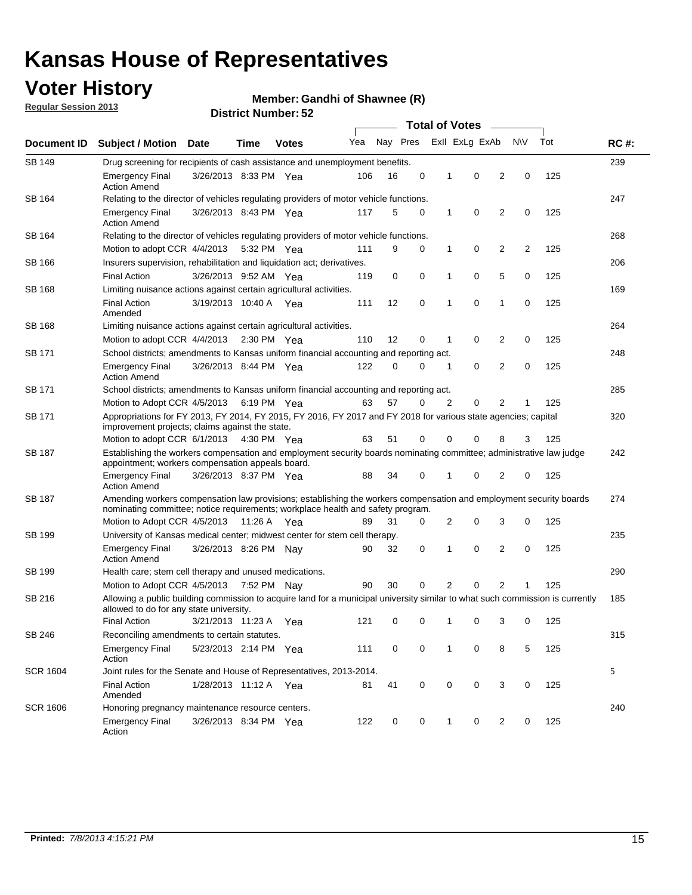# Kansas House of Representatives

## Voter History

**Regular Session 2013**

**Member: Gandhi of Shawnee (R)**

**District Number: 52**

| Document ID | Subject / Motion | Date | Time | Votes | Yea | Nay | Pres | ExII | ExLg | ExAb | N\V | Tot | RC #: |
|---|---|---|---|---|---|---|---|---|---|---|---|---|---|
| SB 149 | Drug screening for recipients of cash assistance and unemployment benefits. | | | | | | | | | | | | 239 |
| | Emergency Final Action Amend | 3/26/2013 | 8:33 PM | Yea | 106 | 16 | 0 | 1 | 0 | 2 | 0 | 125 | |
| SB 164 | Relating to the director of vehicles regulating providers of motor vehicle functions. | | | | | | | | | | | | 247 |
| | Emergency Final Action Amend | 3/26/2013 | 8:43 PM | Yea | 117 | 5 | 0 | 1 | 0 | 2 | 0 | 125 | |
| SB 164 | Relating to the director of vehicles regulating providers of motor vehicle functions. | | | | | | | | | | | | 268 |
| | Motion to adopt CCR | 4/4/2013 | 5:32 PM | Yea | 111 | 9 | 0 | 1 | 0 | 2 | 2 | 125 | |
| SB 166 | Insurers supervision, rehabilitation and liquidation act; derivatives. | | | | | | | | | | | | 206 |
| | Final Action | 3/26/2013 | 9:52 AM | Yea | 119 | 0 | 0 | 1 | 0 | 5 | 0 | 125 | |
| SB 168 | Limiting nuisance actions against certain agricultural activities. | | | | | | | | | | | | 169 |
| | Final Action Amended | 3/19/2013 | 10:40 A | Yea | 111 | 12 | 0 | 1 | 0 | 1 | 0 | 125 | |
| SB 168 | Limiting nuisance actions against certain agricultural activities. | | | | | | | | | | | | 264 |
| | Motion to adopt CCR | 4/4/2013 | 2:30 PM | Yea | 110 | 12 | 0 | 1 | 0 | 2 | 0 | 125 | |
| SB 171 | School districts; amendments to Kansas uniform financial accounting and reporting act. | | | | | | | | | | | | 248 |
| | Emergency Final Action Amend | 3/26/2013 | 8:44 PM | Yea | 122 | 0 | 0 | 1 | 0 | 2 | 0 | 125 | |
| SB 171 | School districts; amendments to Kansas uniform financial accounting and reporting act. | | | | | | | | | | | | 285 |
| | Motion to Adopt CCR | 4/5/2013 | 6:19 PM | Yea | 63 | 57 | 0 | 2 | 0 | 2 | 1 | 125 | |
| SB 171 | Appropriations for FY 2013, FY 2014, FY 2015, FY 2016, FY 2017 and FY 2018 for various state agencies; capital improvement projects; claims against the state. | | | | | | | | | | | | 320 |
| | Motion to adopt CCR | 6/1/2013 | 4:30 PM | Yea | 63 | 51 | 0 | 0 | 0 | 8 | 3 | 125 | |
| SB 187 | Establishing the workers compensation and employment security boards nominating committee; administrative law judge appointment; workers compensation appeals board. | | | | | | | | | | | | 242 |
| | Emergency Final Action Amend | 3/26/2013 | 8:37 PM | Yea | 88 | 34 | 0 | 1 | 0 | 2 | 0 | 125 | |
| SB 187 | Amending workers compensation law provisions; establishing the workers compensation and employment security boards nominating committee; notice requirements; workplace health and safety program. | | | | | | | | | | | | 274 |
| | Motion to Adopt CCR | 4/5/2013 | 11:26 A | Yea | 89 | 31 | 0 | 2 | 0 | 3 | 0 | 125 | |
| SB 199 | University of Kansas medical center; midwest center for stem cell therapy. | | | | | | | | | | | | 235 |
| | Emergency Final Action Amend | 3/26/2013 | 8:26 PM | Nay | 90 | 32 | 0 | 1 | 0 | 2 | 0 | 125 | |
| SB 199 | Health care; stem cell therapy and unused medications. | | | | | | | | | | | | 290 |
| | Motion to Adopt CCR | 4/5/2013 | 7:52 PM | Nay | 90 | 30 | 0 | 2 | 0 | 2 | 1 | 125 | |
| SB 216 | Allowing a public building commission to acquire land for a municipal university similar to what such commission is currently allowed to do for any state university. | | | | | | | | | | | | 185 |
| | Final Action | 3/21/2013 | 11:23 A | Yea | 121 | 0 | 0 | 1 | 0 | 3 | 0 | 125 | |
| SB 246 | Reconciling amendments to certain statutes. | | | | | | | | | | | | 315 |
| | Emergency Final Action | 5/23/2013 | 2:14 PM | Yea | 111 | 0 | 0 | 1 | 0 | 8 | 5 | 125 | |
| SCR 1604 | Joint rules for the Senate and House of Representatives, 2013-2014. | | | | | | | | | | | | 5 |
| | Final Action Amended | 1/28/2013 | 11:12 A | Yea | 81 | 41 | 0 | 0 | 0 | 3 | 0 | 125 | |
| SCR 1606 | Honoring pregnancy maintenance resource centers. | | | | | | | | | | | | 240 |
| | Emergency Final Action | 3/26/2013 | 8:34 PM | Yea | 122 | 0 | 0 | 1 | 0 | 2 | 0 | 125 | |

**Printed:** *7/8/2013 4:15:21 PM*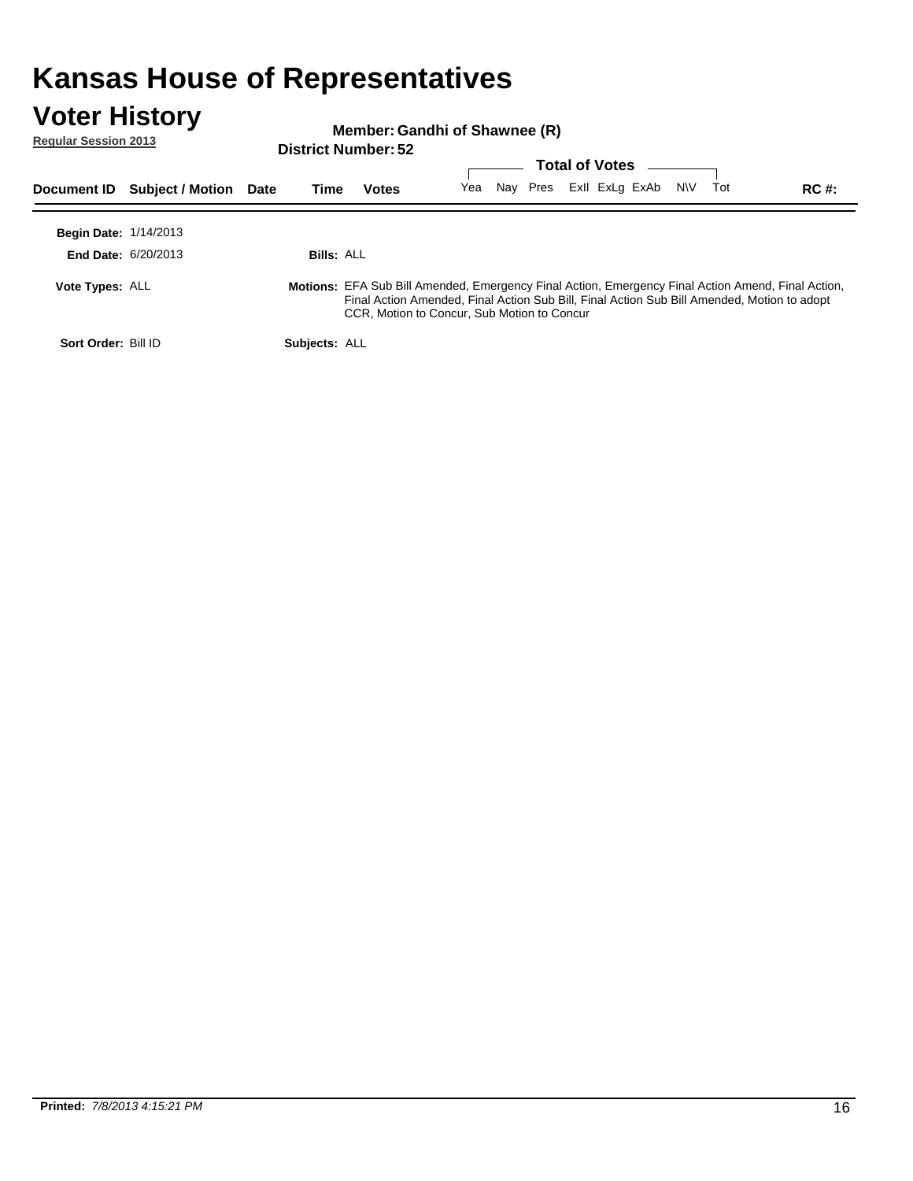# Kansas House of Representatives

## Voter History

**Regular Session 2013**

**Member: Gandhi of Shawnee (R)**

**District Number: 52**

| Document ID | Subject / Motion | Date | Time | Votes | Yea | Nay | Pres | ExII | ExLg | ExAb | N\V | Tot | RC #: |
|---|---|---|---|---|---|---|---|---|---|---|---|---|---|

**Begin Date:** 1/14/2013

**End Date:** 6/20/2013

**Bills:** ALL

**Vote Types:** ALL

**Motions:** EFA Sub Bill Amended, Emergency Final Action, Emergency Final Action Amend, Final Action, Final Action Amended, Final Action Sub Bill, Final Action Sub Bill Amended, Motion to adopt CCR, Motion to Concur, Sub Motion to Concur

**Sort Order:** Bill ID

**Subjects:** ALL

**Printed:** *7/8/2013 4:15:21 PM*